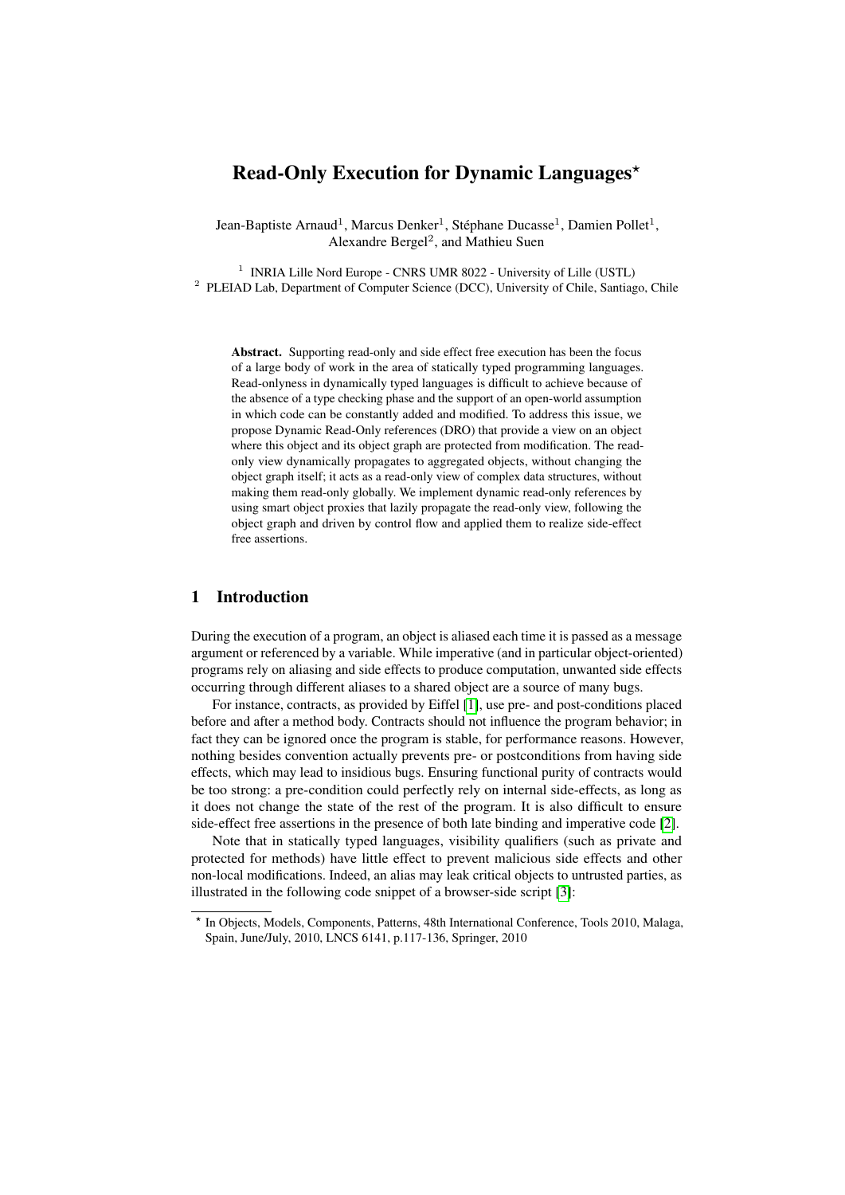# Read-Only Execution for Dynamic Languages*

Jean-Baptiste Arnaud[1], Marcus Denker[1], Stéphane Ducasse[1], Damien Pollet[1], Alexandre Bergel[2], and Mathieu Suen

[1] INRIA Lille Nord Europe - CNRS UMR 8022 - University of Lille (USTL)
[2] PLEIAD Lab, Department of Computer Science (DCC), University of Chile, Santiago, Chile

**Abstract.** Supporting read-only and side effect free execution has been the focus of a large body of work in the area of statically typed programming languages. Read-onlyness in dynamically typed languages is difficult to achieve because of the absence of a type checking phase and the support of an open-world assumption in which code can be constantly added and modified. To address this issue, we propose Dynamic Read-Only references (DRO) that provide a view on an object where this object and its object graph are protected from modification. The read-only view dynamically propagates to aggregated objects, without changing the object graph itself; it acts as a read-only view of complex data structures, without making them read-only globally. We implement dynamic read-only references by using smart object proxies that lazily propagate the read-only view, following the object graph and driven by control flow and applied them to realize side-effect free assertions.

## 1 Introduction

During the execution of a program, an object is aliased each time it is passed as a message argument or referenced by a variable. While imperative (and in particular object-oriented) programs rely on aliasing and side effects to produce computation, unwanted side effects occurring through different aliases to a shared object are a source of many bugs.

For instance, contracts, as provided by Eiffel [1], use pre- and post-conditions placed before and after a method body. Contracts should not influence the program behavior; in fact they can be ignored once the program is stable, for performance reasons. However, nothing besides convention actually prevents pre- or postconditions from having side effects, which may lead to insidious bugs. Ensuring functional purity of contracts would be too strong: a pre-condition could perfectly rely on internal side-effects, as long as it does not change the state of the rest of the program. It is also difficult to ensure side-effect free assertions in the presence of both late binding and imperative code [2].

Note that in statically typed languages, visibility qualifiers (such as private and protected for methods) have little effect to prevent malicious side effects and other non-local modifications. Indeed, an alias may leak critical objects to untrusted parties, as illustrated in the following code snippet of a browser-side script [3]:

* In Objects, Models, Components, Patterns, 48th International Conference, Tools 2010, Malaga, Spain, June/July, 2010, LNCS 6141, p.117-136, Springer, 2010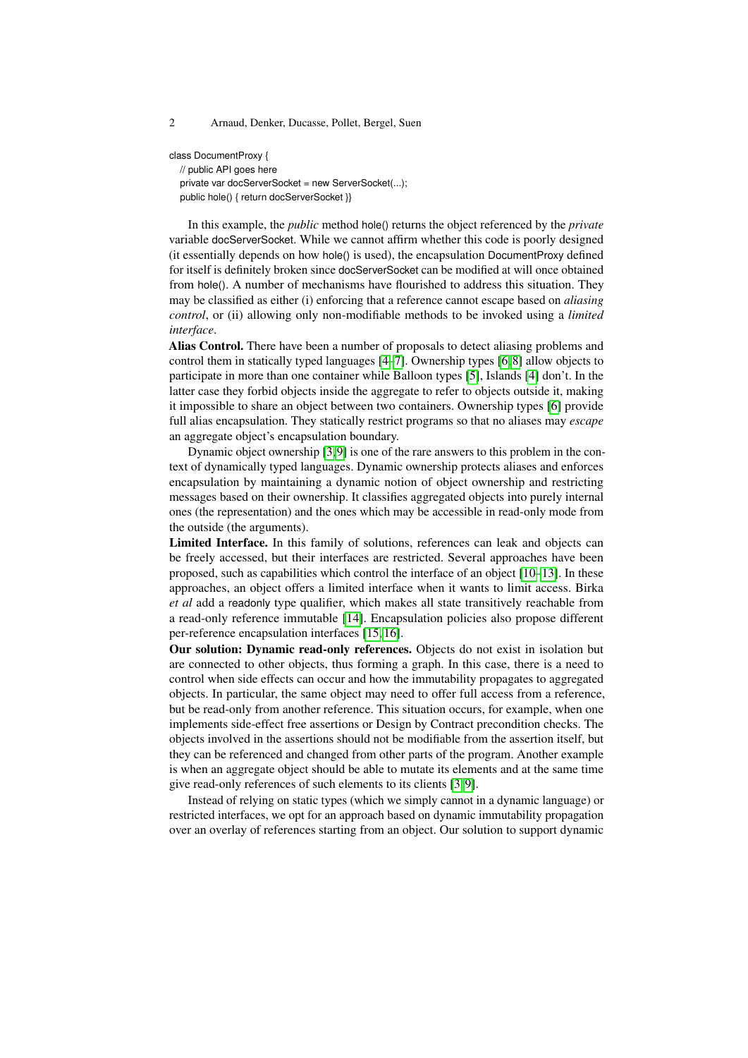```
class DocumentProxy {
  // public API goes here
  private var docServerSocket = new ServerSocket(...);
  public hole() { return docServerSocket }}
```

In this example, the *public* method hole() returns the object referenced by the *private* variable docServerSocket. While we cannot affirm whether this code is poorly designed (it essentially depends on how hole() is used), the encapsulation DocumentProxy defined for itself is definitely broken since docServerSocket can be modified at will once obtained from hole(). A number of mechanisms have flourished to address this situation. They may be classified as either (i) enforcing that a reference cannot escape based on *aliasing control*, or (ii) allowing only non-modifiable methods to be invoked using a *limited interface*.

**Alias Control.** There have been a number of proposals to detect aliasing problems and control them in statically typed languages [4–7]. Ownership types [6, 8] allow objects to participate in more than one container while Balloon types [5], Islands [4] don't. In the latter case they forbid objects inside the aggregate to refer to objects outside it, making it impossible to share an object between two containers. Ownership types [6] provide full alias encapsulation. They statically restrict programs so that no aliases may *escape* an aggregate object's encapsulation boundary.

Dynamic object ownership [3, 9] is one of the rare answers to this problem in the context of dynamically typed languages. Dynamic ownership protects aliases and enforces encapsulation by maintaining a dynamic notion of object ownership and restricting messages based on their ownership. It classifies aggregated objects into purely internal ones (the representation) and the ones which may be accessible in read-only mode from the outside (the arguments).

**Limited Interface.** In this family of solutions, references can leak and objects can be freely accessed, but their interfaces are restricted. Several approaches have been proposed, such as capabilities which control the interface of an object [10–13]. In these approaches, an object offers a limited interface when it wants to limit access. Birka *et al* add a readonly type qualifier, which makes all state transitively reachable from a read-only reference immutable [14]. Encapsulation policies also propose different per-reference encapsulation interfaces [15, 16].

**Our solution: Dynamic read-only references.** Objects do not exist in isolation but are connected to other objects, thus forming a graph. In this case, there is a need to control when side effects can occur and how the immutability propagates to aggregated objects. In particular, the same object may need to offer full access from a reference, but be read-only from another reference. This situation occurs, for example, when one implements side-effect free assertions or Design by Contract precondition checks. The objects involved in the assertions should not be modifiable from the assertion itself, but they can be referenced and changed from other parts of the program. Another example is when an aggregate object should be able to mutate its elements and at the same time give read-only references of such elements to its clients [3, 9].

Instead of relying on static types (which we simply cannot in a dynamic language) or restricted interfaces, we opt for an approach based on dynamic immutability propagation over an overlay of references starting from an object. Our solution to support dynamic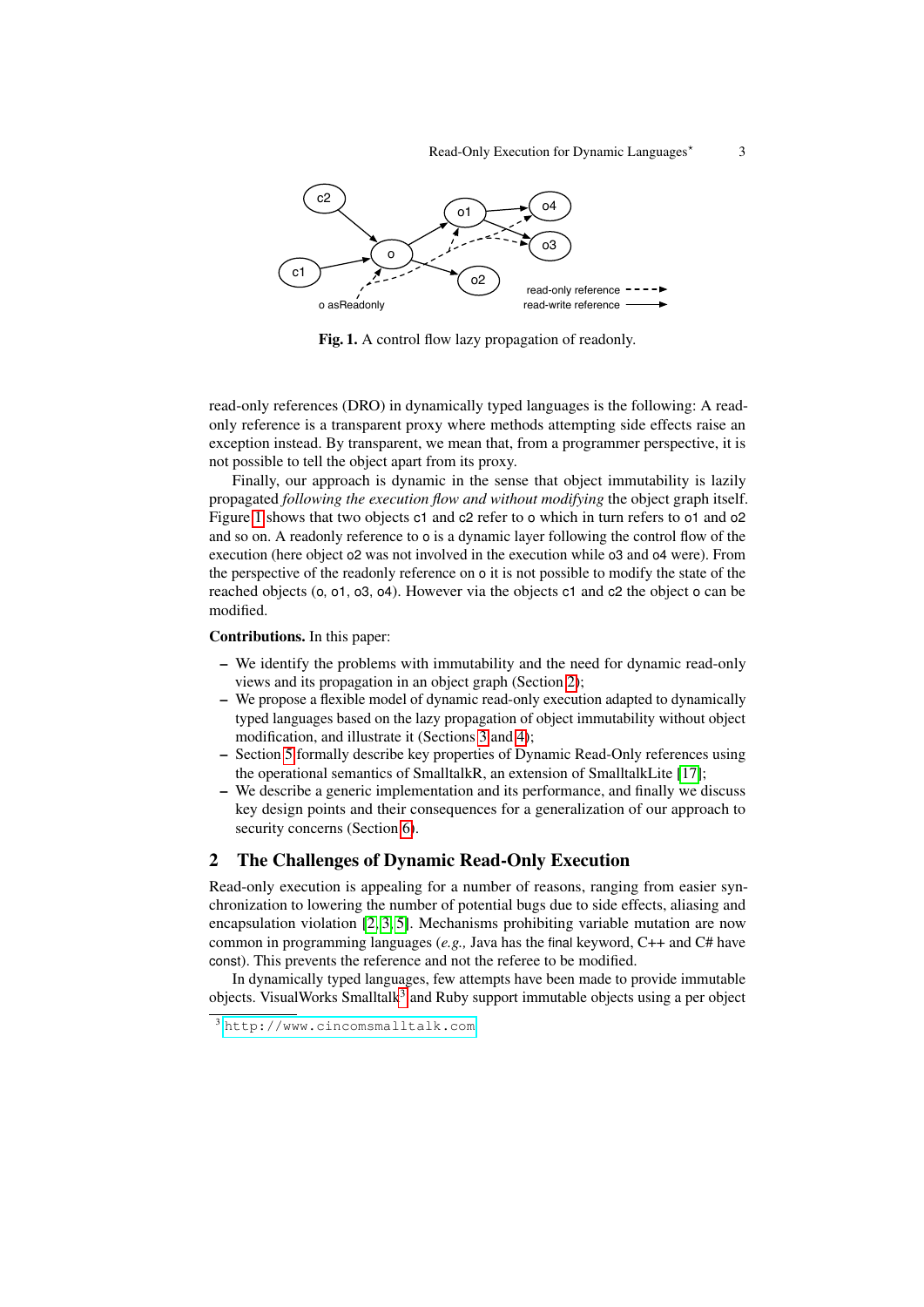c2

c1

o

o1

o2

o4

o3

o asReadonly

read-only reference

read-write reference

**Fig. 1.** A control flow lazy propagation of readonly.

read-only references (DRO) in dynamically typed languages is the following: A read-only reference is a transparent proxy where methods attempting side effects raise an exception instead. By transparent, we mean that, from a programmer perspective, it is not possible to tell the object apart from its proxy.

Finally, our approach is dynamic in the sense that object immutability is lazily propagated *following the execution flow and without modifying* the object graph itself. Figure 1 shows that two objects `c1` and `c2` refer to `o` which in turn refers to `o1` and `o2` and so on. A readonly reference to `o` is a dynamic layer following the control flow of the execution (here object `o2` was not involved in the execution while `o3` and `o4` were). From the perspective of the readonly reference on `o` it is not possible to modify the state of the reached objects (`o`, `o1`, `o3`, `o4`). However via the objects `c1` and `c2` the object `o` can be modified.

**Contributions.** In this paper:

– We identify the problems with immutability and the need for dynamic read-only views and its propagation in an object graph (Section 2);
– We propose a flexible model of dynamic read-only execution adapted to dynamically typed languages based on the lazy propagation of object immutability without object modification, and illustrate it (Sections 3 and 4);
– Section 5 formally describe key properties of Dynamic Read-Only references using the operational semantics of SmalltalkR, an extension of SmalltalkLite [17];
– We describe a generic implementation and its performance, and finally we discuss key design points and their consequences for a generalization of our approach to security concerns (Section 6).

## 2 The Challenges of Dynamic Read-Only Execution

Read-only execution is appealing for a number of reasons, ranging from easier synchronization to lowering the number of potential bugs due to side effects, aliasing and encapsulation violation [2, 3, 5]. Mechanisms prohibiting variable mutation are now common in programming languages (*e.g.,* Java has the `final` keyword, C++ and C# have `const`). This prevents the reference and not the referee to be modified.

In dynamically typed languages, few attempts have been made to provide immutable objects. VisualWorks Smalltalk[3] and Ruby support immutable objects using a per object

[3] http://www.cincomsmalltalk.com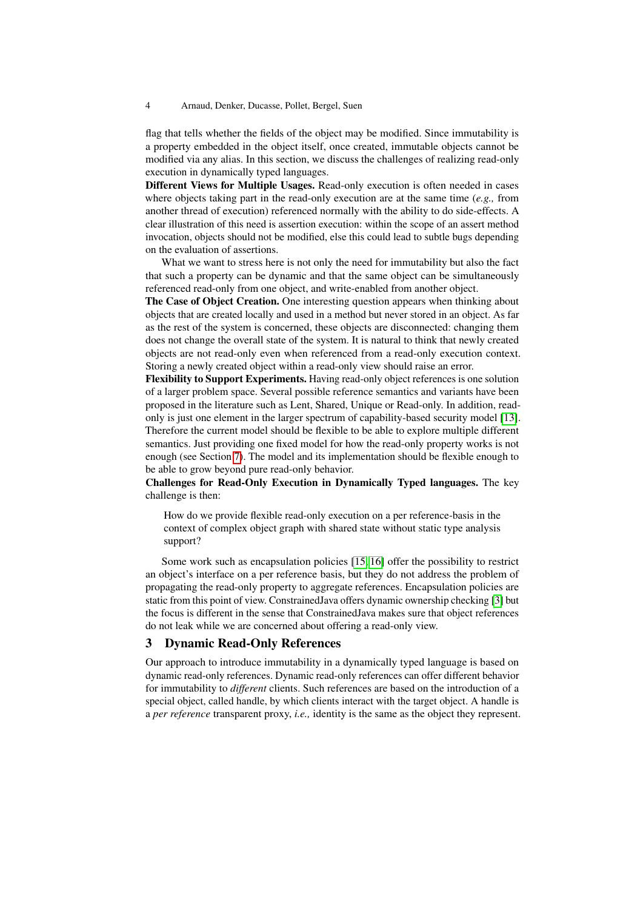flag that tells whether the fields of the object may be modified. Since immutability is a property embedded in the object itself, once created, immutable objects cannot be modified via any alias. In this section, we discuss the challenges of realizing read-only execution in dynamically typed languages.

**Different Views for Multiple Usages.** Read-only execution is often needed in cases where objects taking part in the read-only execution are at the same time (*e.g.,* from another thread of execution) referenced normally with the ability to do side-effects. A clear illustration of this need is assertion execution: within the scope of an assert method invocation, objects should not be modified, else this could lead to subtle bugs depending on the evaluation of assertions.

What we want to stress here is not only the need for immutability but also the fact that such a property can be dynamic and that the same object can be simultaneously referenced read-only from one object, and write-enabled from another object.

**The Case of Object Creation.** One interesting question appears when thinking about objects that are created locally and used in a method but never stored in an object. As far as the rest of the system is concerned, these objects are disconnected: changing them does not change the overall state of the system. It is natural to think that newly created objects are not read-only even when referenced from a read-only execution context. Storing a newly created object within a read-only view should raise an error.

**Flexibility to Support Experiments.** Having read-only object references is one solution of a larger problem space. Several possible reference semantics and variants have been proposed in the literature such as Lent, Shared, Unique or Read-only. In addition, read-only is just one element in the larger spectrum of capability-based security model [13]. Therefore the current model should be flexible to be able to explore multiple different semantics. Just providing one fixed model for how the read-only property works is not enough (see Section 7). The model and its implementation should be flexible enough to be able to grow beyond pure read-only behavior.

**Challenges for Read-Only Execution in Dynamically Typed languages.** The key challenge is then:

> How do we provide flexible read-only execution on a per reference-basis in the context of complex object graph with shared state without static type analysis support?

Some work such as encapsulation policies [15, 16] offer the possibility to restrict an object's interface on a per reference basis, but they do not address the problem of propagating the read-only property to aggregate references. Encapsulation policies are static from this point of view. ConstrainedJava offers dynamic ownership checking [3] but the focus is different in the sense that ConstrainedJava makes sure that object references do not leak while we are concerned about offering a read-only view.

## 3 Dynamic Read-Only References

Our approach to introduce immutability in a dynamically typed language is based on dynamic read-only references. Dynamic read-only references can offer different behavior for immutability to *different* clients. Such references are based on the introduction of a special object, called handle, by which clients interact with the target object. A handle is a *per reference* transparent proxy, *i.e.,* identity is the same as the object they represent.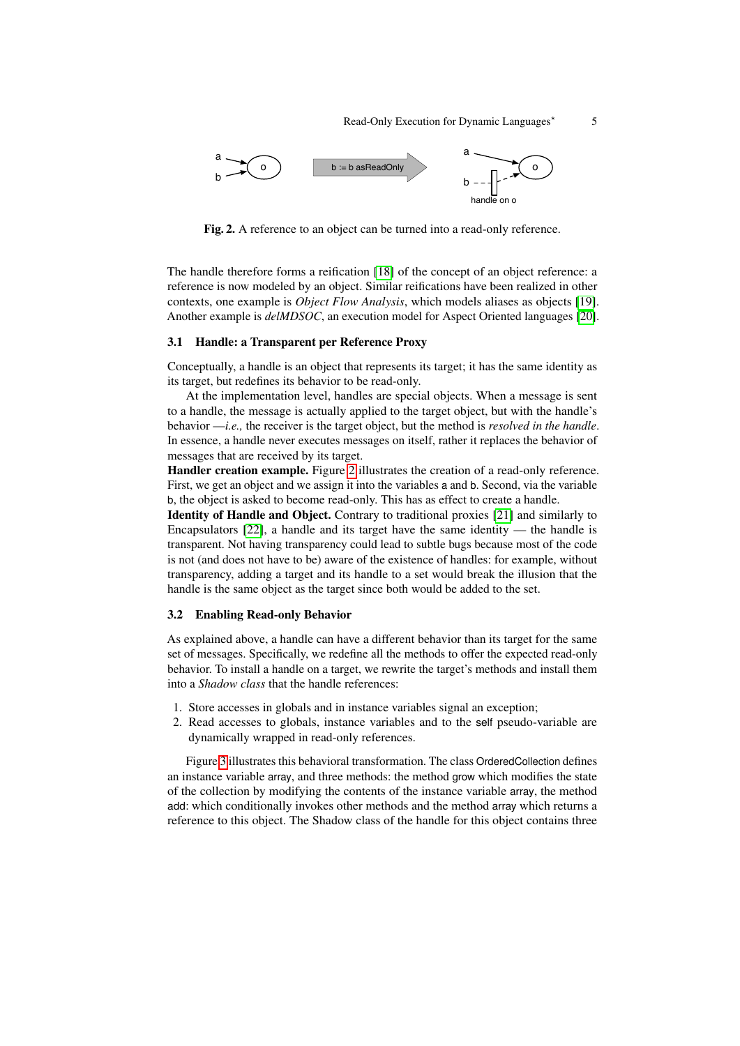a
b
o
b := b asReadOnly
a
o
b
handle on o

**Fig. 2.** A reference to an object can be turned into a read-only reference.

The handle therefore forms a reification [18] of the concept of an object reference: a reference is now modeled by an object. Similar reifications have been realized in other contexts, one example is *Object Flow Analysis*, which models aliases as objects [19]. Another example is *delMDSOC*, an execution model for Aspect Oriented languages [20].

### 3.1 Handle: a Transparent per Reference Proxy

Conceptually, a handle is an object that represents its target; it has the same identity as its target, but redefines its behavior to be read-only.

At the implementation level, handles are special objects. When a message is sent to a handle, the message is actually applied to the target object, but with the handle's behavior —*i.e.,* the receiver is the target object, but the method is *resolved in the handle*. In essence, a handle never executes messages on itself, rather it replaces the behavior of messages that are received by its target.

**Handler creation example.** Figure 2 illustrates the creation of a read-only reference. First, we get an object and we assign it into the variables a and b. Second, via the variable b, the object is asked to become read-only. This has as effect to create a handle.

**Identity of Handle and Object.** Contrary to traditional proxies [21] and similarly to Encapsulators [22], a handle and its target have the same identity — the handle is transparent. Not having transparency could lead to subtle bugs because most of the code is not (and does not have to be) aware of the existence of handles: for example, without transparency, adding a target and its handle to a set would break the illusion that the handle is the same object as the target since both would be added to the set.

### 3.2 Enabling Read-only Behavior

As explained above, a handle can have a different behavior than its target for the same set of messages. Specifically, we redefine all the methods to offer the expected read-only behavior. To install a handle on a target, we rewrite the target's methods and install them into a *Shadow class* that the handle references:

1. Store accesses in globals and in instance variables signal an exception;
2. Read accesses to globals, instance variables and to the self pseudo-variable are dynamically wrapped in read-only references.

Figure 3 illustrates this behavioral transformation. The class OrderedCollection defines an instance variable array, and three methods: the method grow which modifies the state of the collection by modifying the contents of the instance variable array, the method add: which conditionally invokes other methods and the method array which returns a reference to this object. The Shadow class of the handle for this object contains three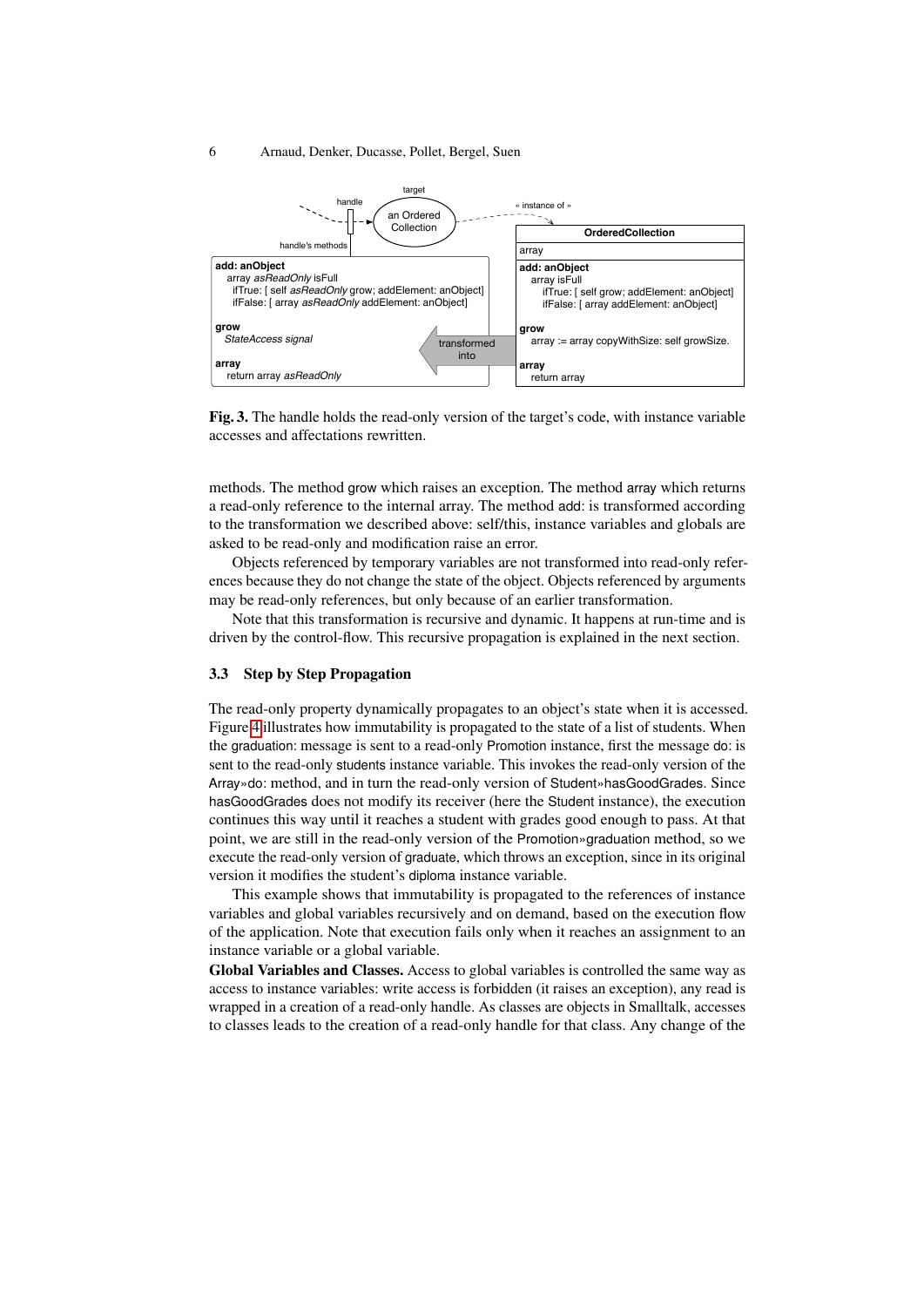target

handle

an Ordered Collection

« instance of »

handle's methods

**add: anObject**
array *asReadOnly* isFull
ifTrue: [ self *asReadOnly* grow; addElement: anObject]
ifFalse: [ array *asReadOnly* addElement: anObject]

**grow**
*StateAccess signal*

**array**
return array *asReadOnly*

transformed into

**OrderedCollection**

array

**add: anObject**
array isFull
ifTrue: [ self grow; addElement: anObject]
ifFalse: [ array addElement: anObject]

**grow**
array := array copyWithSize: self growSize.

**array**
return array

**Fig. 3.** The handle holds the read-only version of the target's code, with instance variable accesses and affectations rewritten.

methods. The method grow which raises an exception. The method array which returns a read-only reference to the internal array. The method add: is transformed according to the transformation we described above: self/this, instance variables and globals are asked to be read-only and modification raise an error.

Objects referenced by temporary variables are not transformed into read-only references because they do not change the state of the object. Objects referenced by arguments may be read-only references, but only because of an earlier transformation.

Note that this transformation is recursive and dynamic. It happens at run-time and is driven by the control-flow. This recursive propagation is explained in the next section.

### 3.3 Step by Step Propagation

The read-only property dynamically propagates to an object's state when it is accessed. Figure 4 illustrates how immutability is propagated to the state of a list of students. When the graduation: message is sent to a read-only Promotion instance, first the message do: is sent to the read-only students instance variable. This invokes the read-only version of the Array»do: method, and in turn the read-only version of Student»hasGoodGrades. Since hasGoodGrades does not modify its receiver (here the Student instance), the execution continues this way until it reaches a student with grades good enough to pass. At that point, we are still in the read-only version of the Promotion»graduation method, so we execute the read-only version of graduate, which throws an exception, since in its original version it modifies the student's diploma instance variable.

This example shows that immutability is propagated to the references of instance variables and global variables recursively and on demand, based on the execution flow of the application. Note that execution fails only when it reaches an assignment to an instance variable or a global variable.

**Global Variables and Classes.** Access to global variables is controlled the same way as access to instance variables: write access is forbidden (it raises an exception), any read is wrapped in a creation of a read-only handle. As classes are objects in Smalltalk, accesses to classes leads to the creation of a read-only handle for that class. Any change of the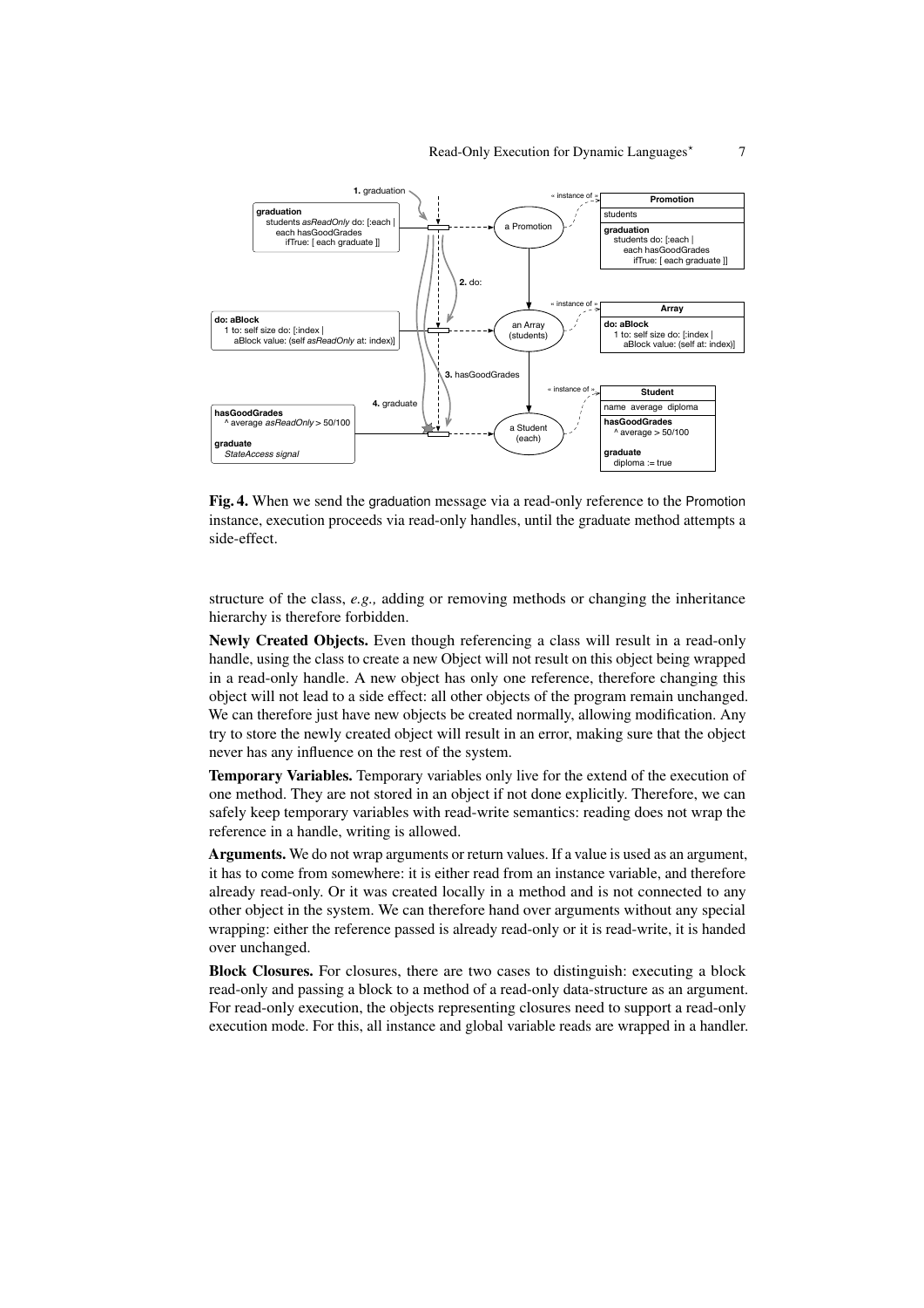1. graduation

**graduation**
students *asReadOnly* do: [:each |
each hasGoodGrades
ifTrue: [ each graduate ]]

2. do:

**do: aBlock**
1 to: self size do: [:index |
aBlock value: (self *asReadOnly* at: index)]

3. hasGoodGrades

4. graduate

**hasGoodGrades**
^ average *asReadOnly* > 50/100

**graduate**
*StateAccess signal*

a Promotion

an Array (students)

a Student (each)

« instance of »

**Promotion**
students
**graduation**
students do: [:each |
each hasGoodGrades
ifTrue: [ each graduate ]]

**Array**
**do: aBlock**
1 to: self size do: [:index |
aBlock value: (self at: index)]

**Student**
name average diploma
**hasGoodGrades**
^ average > 50/100
**graduate**
diploma := true

**Fig. 4.** When we send the graduation message via a read-only reference to the Promotion instance, execution proceeds via read-only handles, until the graduate method attempts a side-effect.

structure of the class, *e.g.,* adding or removing methods or changing the inheritance hierarchy is therefore forbidden.

**Newly Created Objects.** Even though referencing a class will result in a read-only handle, using the class to create a new Object will not result on this object being wrapped in a read-only handle. A new object has only one reference, therefore changing this object will not lead to a side effect: all other objects of the program remain unchanged. We can therefore just have new objects be created normally, allowing modification. Any try to store the newly created object will result in an error, making sure that the object never has any influence on the rest of the system.

**Temporary Variables.** Temporary variables only live for the extend of the execution of one method. They are not stored in an object if not done explicitly. Therefore, we can safely keep temporary variables with read-write semantics: reading does not wrap the reference in a handle, writing is allowed.

**Arguments.** We do not wrap arguments or return values. If a value is used as an argument, it has to come from somewhere: it is either read from an instance variable, and therefore already read-only. Or it was created locally in a method and is not connected to any other object in the system. We can therefore hand over arguments without any special wrapping: either the reference passed is already read-only or it is read-write, it is handed over unchanged.

**Block Closures.** For closures, there are two cases to distinguish: executing a block read-only and passing a block to a method of a read-only data-structure as an argument. For read-only execution, the objects representing closures need to support a read-only execution mode. For this, all instance and global variable reads are wrapped in a handler.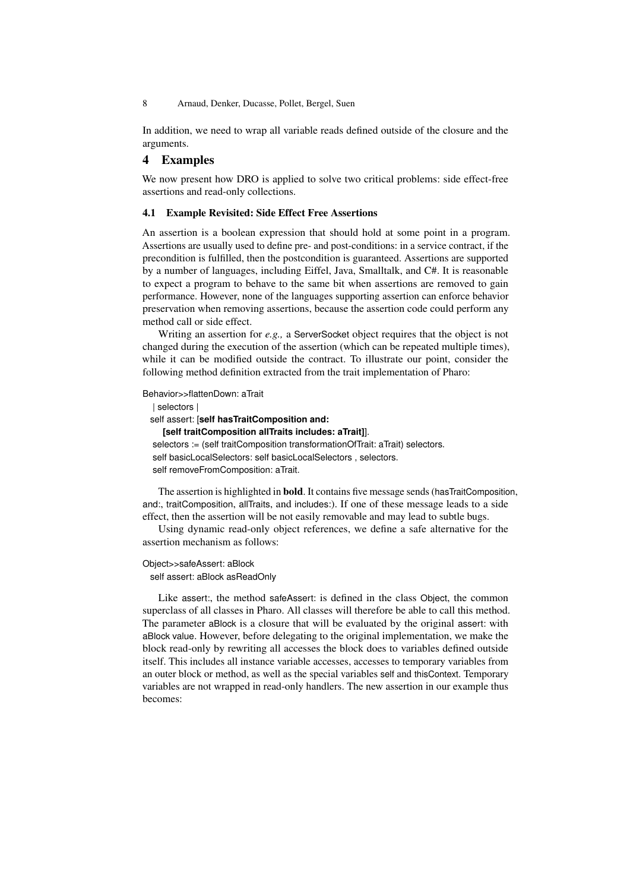In addition, we need to wrap all variable reads defined outside of the closure and the arguments.

## 4 Examples

We now present how DRO is applied to solve two critical problems: side effect-free assertions and read-only collections.

### 4.1 Example Revisited: Side Effect Free Assertions

An assertion is a boolean expression that should hold at some point in a program. Assertions are usually used to define pre- and post-conditions: in a service contract, if the precondition is fulfilled, then the postcondition is guaranteed. Assertions are supported by a number of languages, including Eiffel, Java, Smalltalk, and C#. It is reasonable to expect a program to behave to the same bit when assertions are removed to gain performance. However, none of the languages supporting assertion can enforce behavior preservation when removing assertions, because the assertion code could perform any method call or side effect.

Writing an assertion for *e.g.,* a ServerSocket object requires that the object is not changed during the execution of the assertion (which can be repeated multiple times), while it can be modified outside the contract. To illustrate our point, consider the following method definition extracted from the trait implementation of Pharo:

```
Behavior>>flattenDown: aTrait
  | selectors |
  self assert: [self hasTraitComposition and:
      [self traitComposition allTraits includes: aTrait]].
  selectors := (self traitComposition transformationOfTrait: aTrait) selectors.
  self basicLocalSelectors: self basicLocalSelectors , selectors.
  self removeFromComposition: aTrait.
```

The assertion is highlighted in **bold**. It contains five message sends (hasTraitComposition, and:, traitComposition, allTraits, and includes:). If one of these message leads to a side effect, then the assertion will be not easily removable and may lead to subtle bugs.

Using dynamic read-only object references, we define a safe alternative for the assertion mechanism as follows:

```
Object>>safeAssert: aBlock
  self assert: aBlock asReadOnly
```

Like assert:, the method safeAssert: is defined in the class Object, the common superclass of all classes in Pharo. All classes will therefore be able to call this method. The parameter aBlock is a closure that will be evaluated by the original assert: with aBlock value. However, before delegating to the original implementation, we make the block read-only by rewriting all accesses the block does to variables defined outside itself. This includes all instance variable accesses, accesses to temporary variables from an outer block or method, as well as the special variables self and thisContext. Temporary variables are not wrapped in read-only handlers. The new assertion in our example thus becomes: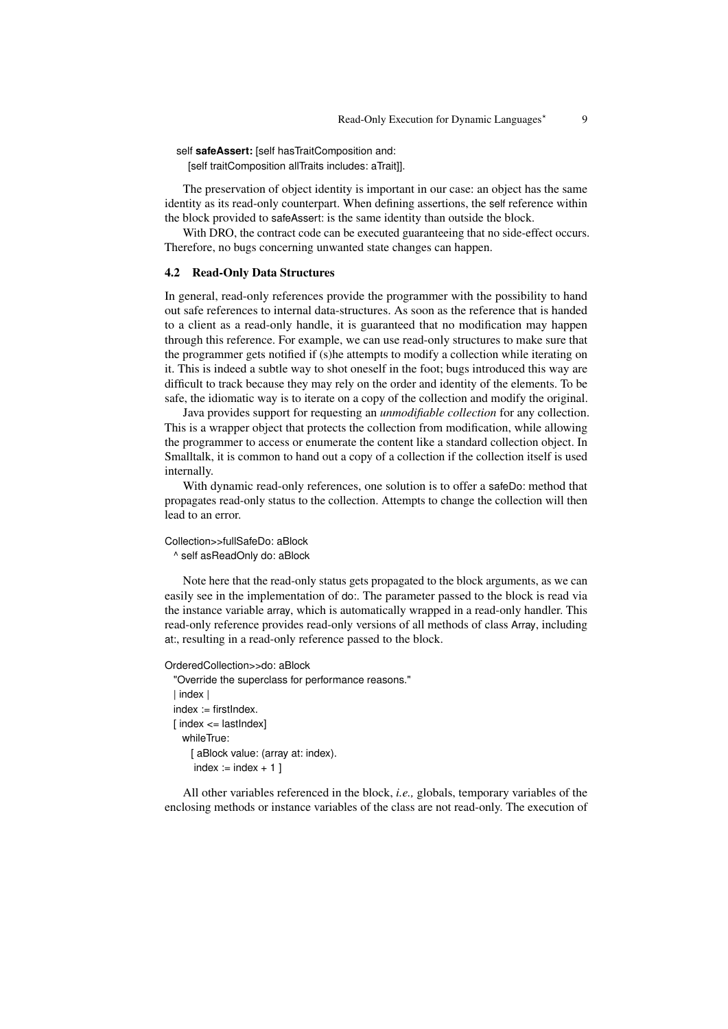```
self safeAssert: [self hasTraitComposition and:
  [self traitComposition allTraits includes: aTrait]].
```

The preservation of object identity is important in our case: an object has the same identity as its read-only counterpart. When defining assertions, the self reference within the block provided to safeAssert: is the same identity than outside the block.

With DRO, the contract code can be executed guaranteeing that no side-effect occurs. Therefore, no bugs concerning unwanted state changes can happen.

### 4.2 Read-Only Data Structures

In general, read-only references provide the programmer with the possibility to hand out safe references to internal data-structures. As soon as the reference that is handed to a client as a read-only handle, it is guaranteed that no modification may happen through this reference. For example, we can use read-only structures to make sure that the programmer gets notified if (s)he attempts to modify a collection while iterating on it. This is indeed a subtle way to shot oneself in the foot; bugs introduced this way are difficult to track because they may rely on the order and identity of the elements. To be safe, the idiomatic way is to iterate on a copy of the collection and modify the original.

Java provides support for requesting an *unmodifiable collection* for any collection. This is a wrapper object that protects the collection from modification, while allowing the programmer to access or enumerate the content like a standard collection object. In Smalltalk, it is common to hand out a copy of a collection if the collection itself is used internally.

With dynamic read-only references, one solution is to offer a safeDo: method that propagates read-only status to the collection. Attempts to change the collection will then lead to an error.

```
Collection>>fullSafeDo: aBlock
  ^ self asReadOnly do: aBlock
```

Note here that the read-only status gets propagated to the block arguments, as we can easily see in the implementation of do:. The parameter passed to the block is read via the instance variable array, which is automatically wrapped in a read-only handler. This read-only reference provides read-only versions of all methods of class Array, including at:, resulting in a read-only reference passed to the block.

```
OrderedCollection>>do: aBlock
  "Override the superclass for performance reasons."
  | index |
  index := firstIndex.
  [ index <= lastIndex]
    whileTrue:
      [ aBlock value: (array at: index).
       index := index + 1 ]
```

All other variables referenced in the block, *i.e.,* globals, temporary variables of the enclosing methods or instance variables of the class are not read-only. The execution of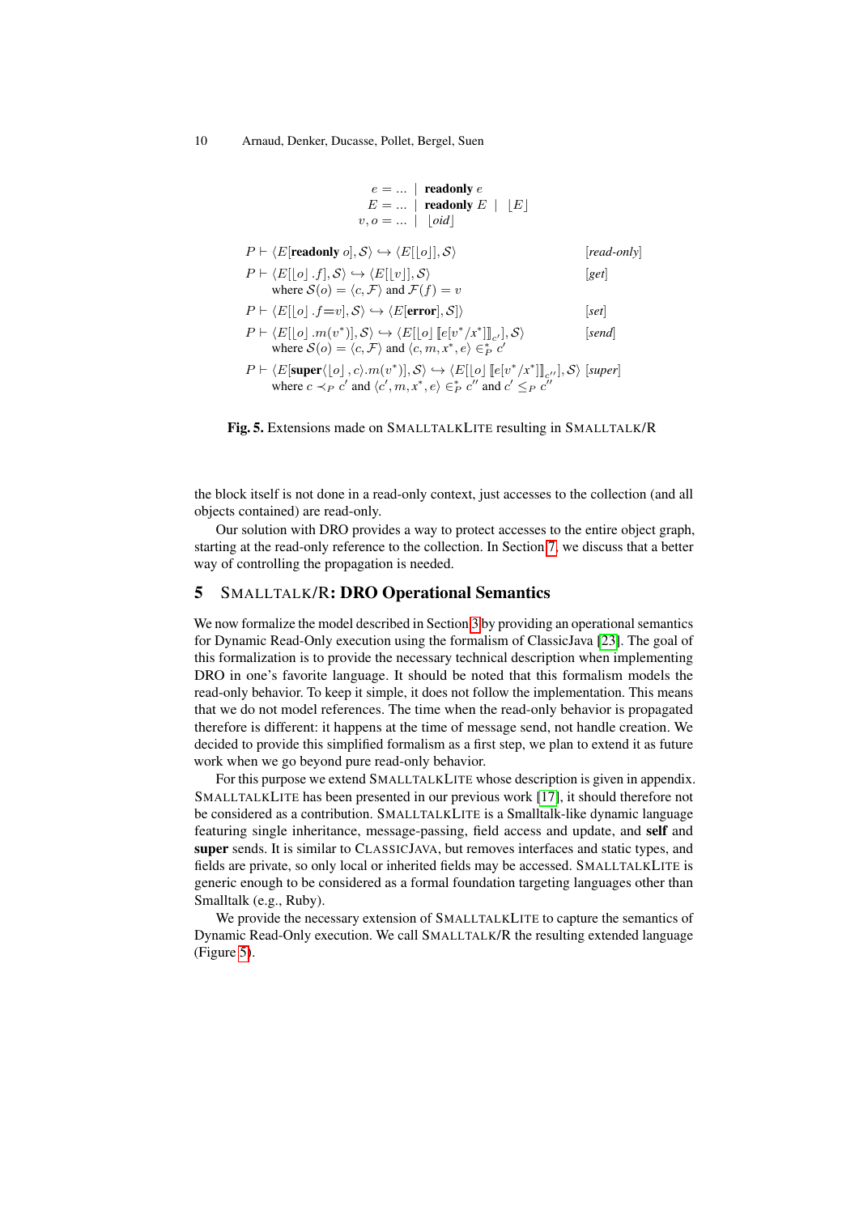$$
\begin{aligned}
e &= ... \mid \textbf{readonly}\ e \\
E &= ... \mid \textbf{readonly}\ E \mid \lfloor E \rfloor \\
v, o &= ... \mid \lfloor oid \rfloor
\end{aligned}
$$

$$P \vdash \langle E[\textbf{readonly}\ o], \mathcal{S}\rangle \hookrightarrow \langle E[\lfloor o \rfloor], \mathcal{S}\rangle \qquad [\textit{read-only}]$$

$$P \vdash \langle E[\lfloor o \rfloor .f], \mathcal{S}\rangle \hookrightarrow \langle E[\lfloor v \rfloor], \mathcal{S}\rangle \qquad [\textit{get}]$$
where $\mathcal{S}(o) = \langle c, \mathcal{F}\rangle$ and $\mathcal{F}(f) = v$

$$P \vdash \langle E[\lfloor o \rfloor .f{=}v], \mathcal{S}\rangle \hookrightarrow \langle E[\textbf{error}], \mathcal{S}]\rangle \qquad [\textit{set}]$$

$$P \vdash \langle E[\lfloor o \rfloor .m(v^*)], \mathcal{S}\rangle \hookrightarrow \langle E[\lfloor o \rfloor\ [\![e[v^*/x^*]]\!]_{c'}], \mathcal{S}\rangle \qquad [\textit{send}]$$
where $\mathcal{S}(o) = \langle c, \mathcal{F}\rangle$ and $\langle c, m, x^*, e\rangle \in^*_P c'$

$$P \vdash \langle E[\textbf{super}\langle \lfloor o \rfloor, c\rangle .m(v^*)], \mathcal{S}\rangle \hookrightarrow \langle E[\lfloor o \rfloor\ [\![e[v^*/x^*]]\!]_{c''}], \mathcal{S}\rangle \qquad [\textit{super}]$$
where $c \prec_P c'$ and $\langle c', m, x^*, e\rangle \in^*_P c''$ and $c' \leq_P c''$

**Fig. 5.** Extensions made on SMALLTALKLITE resulting in SMALLTALK/R

the block itself is not done in a read-only context, just accesses to the collection (and all objects contained) are read-only.

Our solution with DRO provides a way to protect accesses to the entire object graph, starting at the read-only reference to the collection. In Section 7, we discuss that a better way of controlling the propagation is needed.

## 5 SMALLTALK/R: DRO Operational Semantics

We now formalize the model described in Section 3 by providing an operational semantics for Dynamic Read-Only execution using the formalism of ClassicJava [23]. The goal of this formalization is to provide the necessary technical description when implementing DRO in one's favorite language. It should be noted that this formalism models the read-only behavior. To keep it simple, it does not follow the implementation. This means that we do not model references. The time when the read-only behavior is propagated therefore is different: it happens at the time of message send, not handle creation. We decided to provide this simplified formalism as a first step, we plan to extend it as future work when we go beyond pure read-only behavior.

For this purpose we extend SMALLTALKLITE whose description is given in appendix. SMALLTALKLITE has been presented in our previous work [17], it should therefore not be considered as a contribution. SMALLTALKLITE is a Smalltalk-like dynamic language featuring single inheritance, message-passing, field access and update, and **self** and **super** sends. It is similar to CLASSICJAVA, but removes interfaces and static types, and fields are private, so only local or inherited fields may be accessed. SMALLTALKLITE is generic enough to be considered as a formal foundation targeting languages other than Smalltalk (e.g., Ruby).

We provide the necessary extension of SMALLTALKLITE to capture the semantics of Dynamic Read-Only execution. We call SMALLTALK/R the resulting extended language (Figure 5).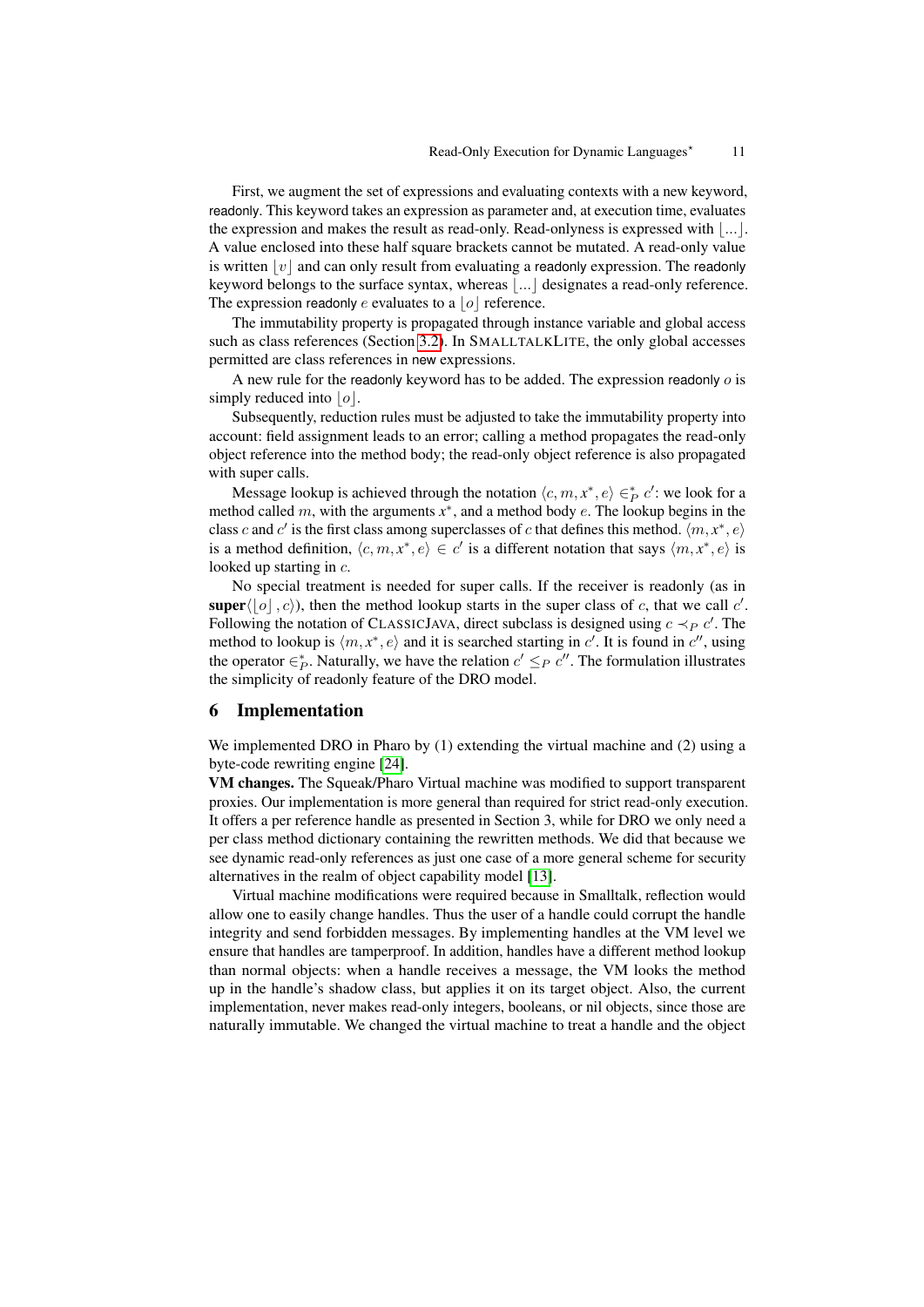First, we augment the set of expressions and evaluating contexts with a new keyword, readonly. This keyword takes an expression as parameter and, at execution time, evaluates the expression and makes the result as read-only. Read-onlyness is expressed with $\lfloor ... \rfloor$. A value enclosed into these half square brackets cannot be mutated. A read-only value is written $\lfloor v \rfloor$ and can only result from evaluating a readonly expression. The readonly keyword belongs to the surface syntax, whereas $\lfloor ... \rfloor$ designates a read-only reference. The expression readonly $e$ evaluates to a $\lfloor o \rfloor$ reference.

The immutability property is propagated through instance variable and global access such as class references (Section 3.2). In SMALLTALKLITE, the only global accesses permitted are class references in new expressions.

A new rule for the readonly keyword has to be added. The expression readonly $o$ is simply reduced into $\lfloor o \rfloor$.

Subsequently, reduction rules must be adjusted to take the immutability property into account: field assignment leads to an error; calling a method propagates the read-only object reference into the method body; the read-only object reference is also propagated with super calls.

Message lookup is achieved through the notation $\langle c, m, x^*, e \rangle \in^*_P c'$: we look for a method called $m$, with the arguments $x^*$, and a method body $e$. The lookup begins in the class $c$ and $c'$ is the first class among superclasses of $c$ that defines this method. $\langle m, x^*, e \rangle$ is a method definition, $\langle c, m, x^*, e \rangle \in c'$ is a different notation that says $\langle m, x^*, e \rangle$ is looked up starting in $c$.

No special treatment is needed for super calls. If the receiver is readonly (as in **super**$\langle \lfloor o \rfloor, c \rangle$), then the method lookup starts in the super class of $c$, that we call $c'$. Following the notation of CLASSICJAVA, direct subclass is designed using $c \prec_P c'$. The method to lookup is $\langle m, x^*, e \rangle$ and it is searched starting in $c'$. It is found in $c''$, using the operator $\in^*_P$. Naturally, we have the relation $c' \leq_P c''$. The formulation illustrates the simplicity of readonly feature of the DRO model.

## 6 Implementation

We implemented DRO in Pharo by (1) extending the virtual machine and (2) using a byte-code rewriting engine [24].

**VM changes.** The Squeak/Pharo Virtual machine was modified to support transparent proxies. Our implementation is more general than required for strict read-only execution. It offers a per reference handle as presented in Section 3, while for DRO we only need a per class method dictionary containing the rewritten methods. We did that because we see dynamic read-only references as just one case of a more general scheme for security alternatives in the realm of object capability model [13].

Virtual machine modifications were required because in Smalltalk, reflection would allow one to easily change handles. Thus the user of a handle could corrupt the handle integrity and send forbidden messages. By implementing handles at the VM level we ensure that handles are tamperproof. In addition, handles have a different method lookup than normal objects: when a handle receives a message, the VM looks the method up in the handle's shadow class, but applies it on its target object. Also, the current implementation, never makes read-only integers, booleans, or nil objects, since those are naturally immutable. We changed the virtual machine to treat a handle and the object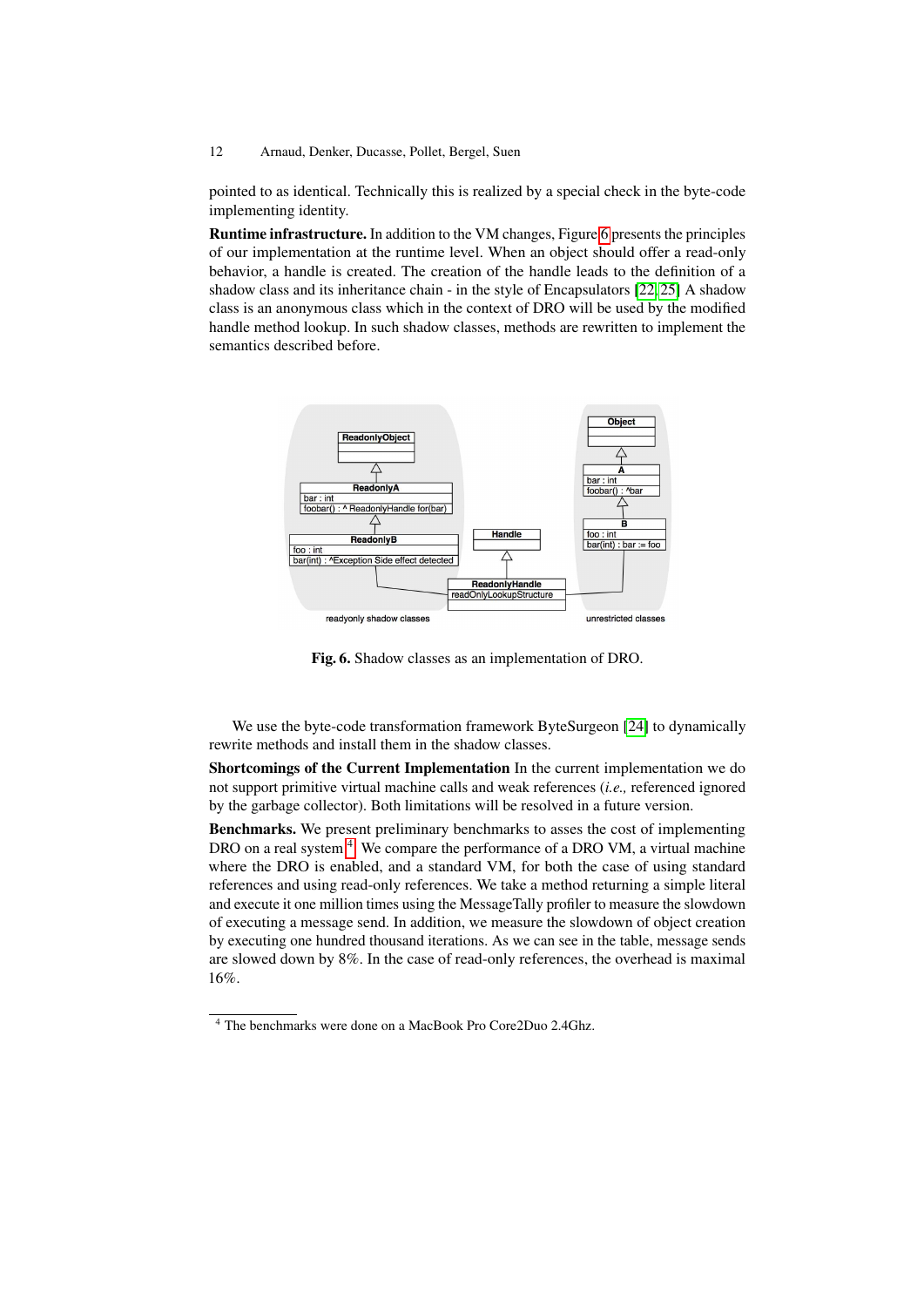pointed to as identical. Technically this is realized by a special check in the byte-code implementing identity.

**Runtime infrastructure.** In addition to the VM changes, Figure 6 presents the principles of our implementation at the runtime level. When an object should offer a read-only behavior, a handle is created. The creation of the handle leads to the definition of a shadow class and its inheritance chain - in the style of Encapsulators [22,25] A shadow class is an anonymous class which in the context of DRO will be used by the modified handle method lookup. In such shadow classes, methods are rewritten to implement the semantics described before.

**Fig. 6.** Shadow classes as an implementation of DRO.

We use the byte-code transformation framework ByteSurgeon [24] to dynamically rewrite methods and install them in the shadow classes.

**Shortcomings of the Current Implementation** In the current implementation we do not support primitive virtual machine calls and weak references (*i.e.,* referenced ignored by the garbage collector). Both limitations will be resolved in a future version.

**Benchmarks.** We present preliminary benchmarks to asses the cost of implementing DRO on a real system [4]. We compare the performance of a DRO VM, a virtual machine where the DRO is enabled, and a standard VM, for both the case of using standard references and using read-only references. We take a method returning a simple literal and execute it one million times using the MessageTally profiler to measure the slowdown of executing a message send. In addition, we measure the slowdown of object creation by executing one hundred thousand iterations. As we can see in the table, message sends are slowed down by 8%. In the case of read-only references, the overhead is maximal 16%.

[4] The benchmarks were done on a MacBook Pro Core2Duo 2.4Ghz.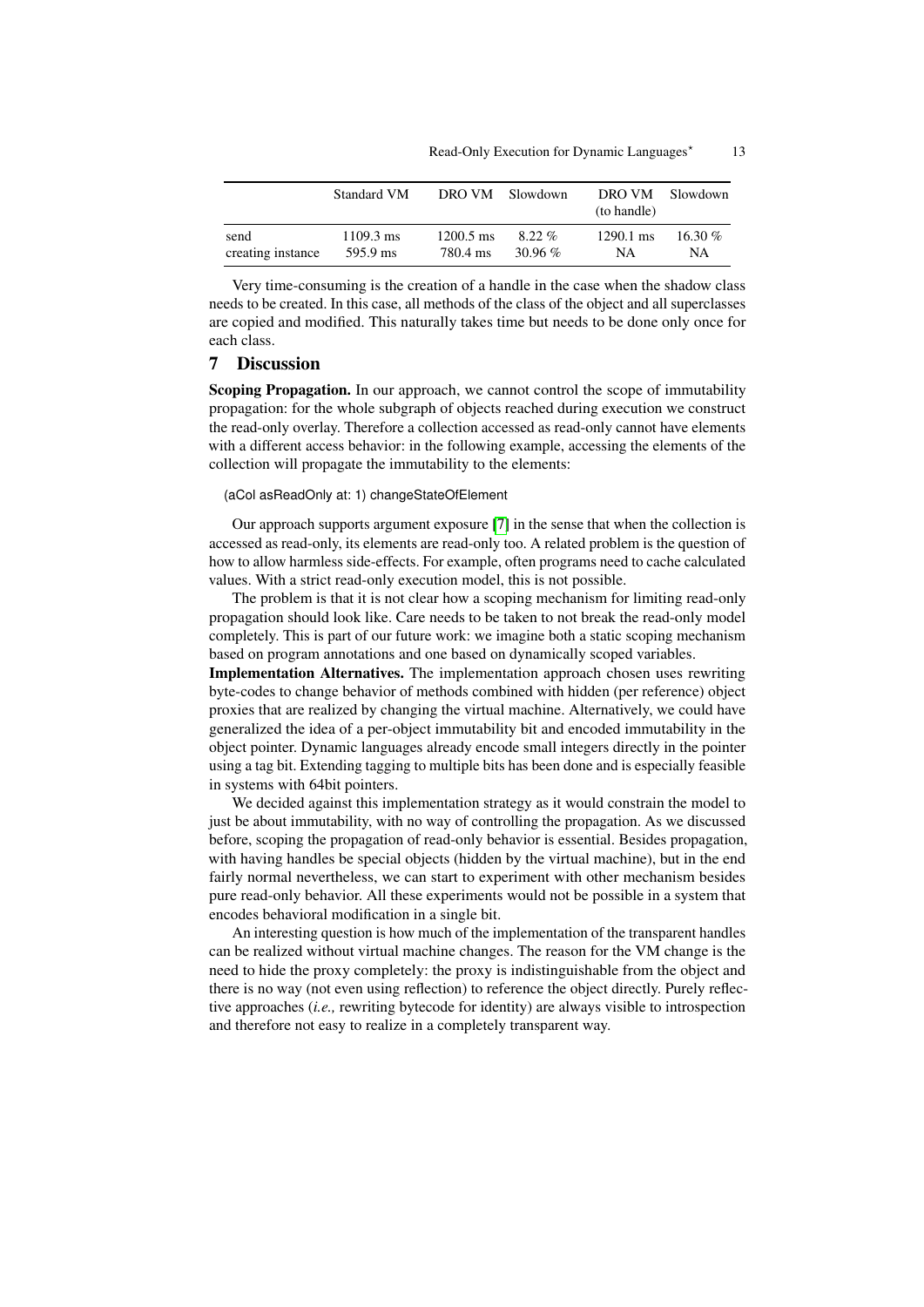| | Standard VM | DRO VM | Slowdown | DRO VM (to handle) | Slowdown |
|---|---|---|---|---|---|
| send | 1109.3 ms | 1200.5 ms | 8.22 % | 1290.1 ms | 16.30 % |
| creating instance | 595.9 ms | 780.4 ms | 30.96 % | NA | NA |

Very time-consuming is the creation of a handle in the case when the shadow class needs to be created. In this case, all methods of the class of the object and all superclasses are copied and modified. This naturally takes time but needs to be done only once for each class.

## 7 Discussion

**Scoping Propagation.** In our approach, we cannot control the scope of immutability propagation: for the whole subgraph of objects reached during execution we construct the read-only overlay. Therefore a collection accessed as read-only cannot have elements with a different access behavior: in the following example, accessing the elements of the collection will propagate the immutability to the elements:

```
(aCol asReadOnly at: 1) changeStateOfElement
```

Our approach supports argument exposure [7] in the sense that when the collection is accessed as read-only, its elements are read-only too. A related problem is the question of how to allow harmless side-effects. For example, often programs need to cache calculated values. With a strict read-only execution model, this is not possible.

The problem is that it is not clear how a scoping mechanism for limiting read-only propagation should look like. Care needs to be taken to not break the read-only model completely. This is part of our future work: we imagine both a static scoping mechanism based on program annotations and one based on dynamically scoped variables.

**Implementation Alternatives.** The implementation approach chosen uses rewriting byte-codes to change behavior of methods combined with hidden (per reference) object proxies that are realized by changing the virtual machine. Alternatively, we could have generalized the idea of a per-object immutability bit and encoded immutability in the object pointer. Dynamic languages already encode small integers directly in the pointer using a tag bit. Extending tagging to multiple bits has been done and is especially feasible in systems with 64bit pointers.

We decided against this implementation strategy as it would constrain the model to just be about immutability, with no way of controlling the propagation. As we discussed before, scoping the propagation of read-only behavior is essential. Besides propagation, with having handles be special objects (hidden by the virtual machine), but in the end fairly normal nevertheless, we can start to experiment with other mechanism besides pure read-only behavior. All these experiments would not be possible in a system that encodes behavioral modification in a single bit.

An interesting question is how much of the implementation of the transparent handles can be realized without virtual machine changes. The reason for the VM change is the need to hide the proxy completely: the proxy is indistinguishable from the object and there is no way (not even using reflection) to reference the object directly. Purely reflective approaches (*i.e.,* rewriting bytecode for identity) are always visible to introspection and therefore not easy to realize in a completely transparent way.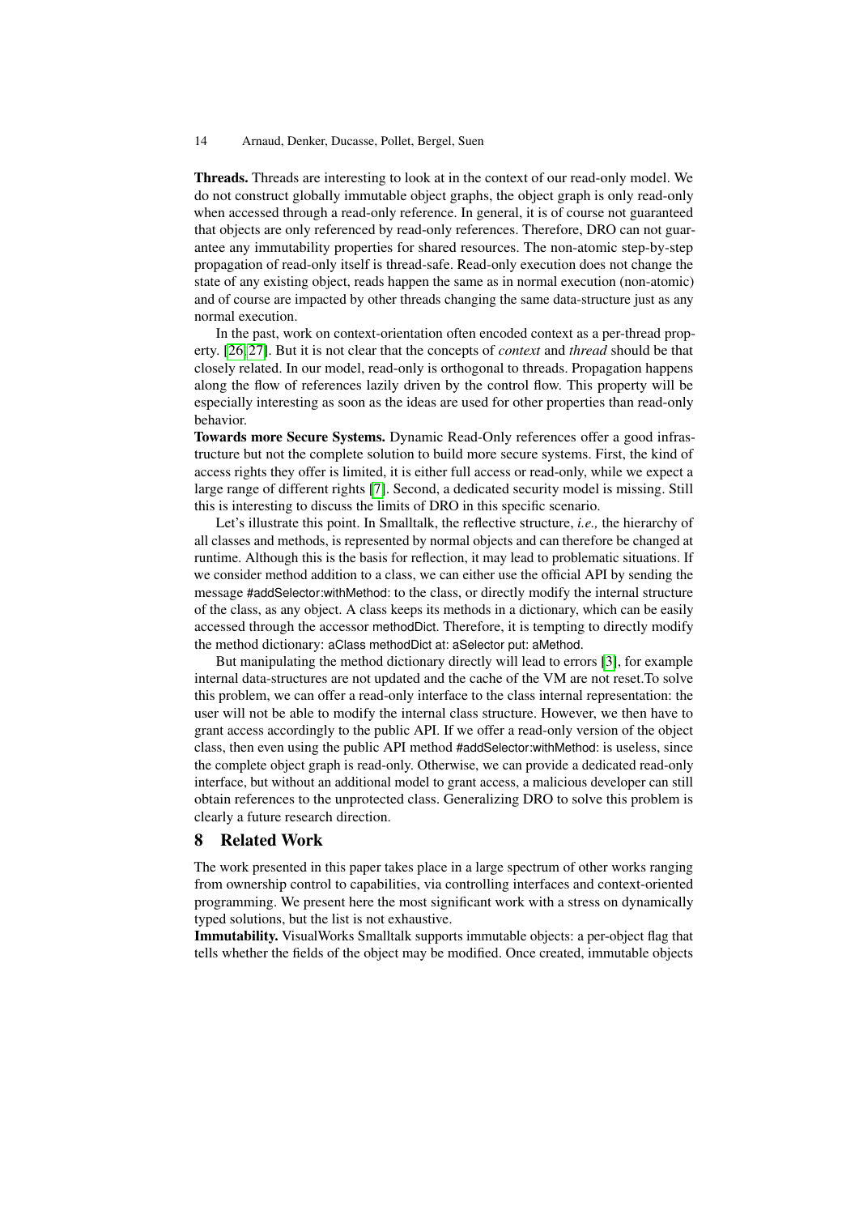**Threads.** Threads are interesting to look at in the context of our read-only model. We do not construct globally immutable object graphs, the object graph is only read-only when accessed through a read-only reference. In general, it is of course not guaranteed that objects are only referenced by read-only references. Therefore, DRO can not guarantee any immutability properties for shared resources. The non-atomic step-by-step propagation of read-only itself is thread-safe. Read-only execution does not change the state of any existing object, reads happen the same as in normal execution (non-atomic) and of course are impacted by other threads changing the same data-structure just as any normal execution.

In the past, work on context-orientation often encoded context as a per-thread property. [26,27]. But it is not clear that the concepts of *context* and *thread* should be that closely related. In our model, read-only is orthogonal to threads. Propagation happens along the flow of references lazily driven by the control flow. This property will be especially interesting as soon as the ideas are used for other properties than read-only behavior.

**Towards more Secure Systems.** Dynamic Read-Only references offer a good infrastructure but not the complete solution to build more secure systems. First, the kind of access rights they offer is limited, it is either full access or read-only, while we expect a large range of different rights [7]. Second, a dedicated security model is missing. Still this is interesting to discuss the limits of DRO in this specific scenario.

Let's illustrate this point. In Smalltalk, the reflective structure, *i.e.,* the hierarchy of all classes and methods, is represented by normal objects and can therefore be changed at runtime. Although this is the basis for reflection, it may lead to problematic situations. If we consider method addition to a class, we can either use the official API by sending the message #addSelector:withMethod: to the class, or directly modify the internal structure of the class, as any object. A class keeps its methods in a dictionary, which can be easily accessed through the accessor methodDict. Therefore, it is tempting to directly modify the method dictionary: aClass methodDict at: aSelector put: aMethod.

But manipulating the method dictionary directly will lead to errors [3], for example internal data-structures are not updated and the cache of the VM are not reset.To solve this problem, we can offer a read-only interface to the class internal representation: the user will not be able to modify the internal class structure. However, we then have to grant access accordingly to the public API. If we offer a read-only version of the object class, then even using the public API method #addSelector:withMethod: is useless, since the complete object graph is read-only. Otherwise, we can provide a dedicated read-only interface, but without an additional model to grant access, a malicious developer can still obtain references to the unprotected class. Generalizing DRO to solve this problem is clearly a future research direction.

## 8 Related Work

The work presented in this paper takes place in a large spectrum of other works ranging from ownership control to capabilities, via controlling interfaces and context-oriented programming. We present here the most significant work with a stress on dynamically typed solutions, but the list is not exhaustive.

**Immutability.** VisualWorks Smalltalk supports immutable objects: a per-object flag that tells whether the fields of the object may be modified. Once created, immutable objects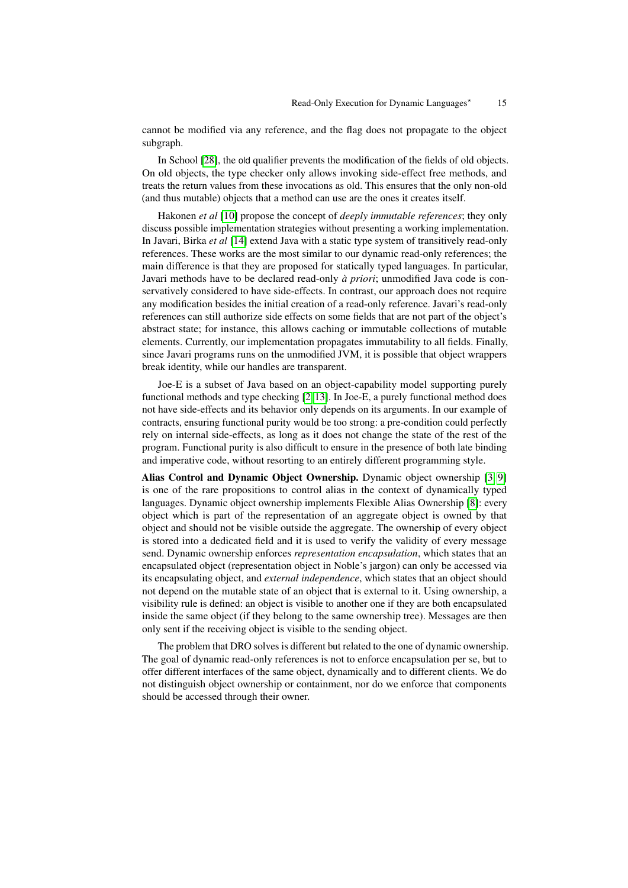cannot be modified via any reference, and the flag does not propagate to the object subgraph.

In School [28], the `old` qualifier prevents the modification of the fields of old objects. On old objects, the type checker only allows invoking side-effect free methods, and treats the return values from these invocations as old. This ensures that the only non-old (and thus mutable) objects that a method can use are the ones it creates itself.

Hakonen *et al* [10] propose the concept of *deeply immutable references*; they only discuss possible implementation strategies without presenting a working implementation. In Javari, Birka *et al* [14] extend Java with a static type system of transitively read-only references. These works are the most similar to our dynamic read-only references; the main difference is that they are proposed for statically typed languages. In particular, Javari methods have to be declared read-only *à priori*; unmodified Java code is conservatively considered to have side-effects. In contrast, our approach does not require any modification besides the initial creation of a read-only reference. Javari's read-only references can still authorize side effects on some fields that are not part of the object's abstract state; for instance, this allows caching or immutable collections of mutable elements. Currently, our implementation propagates immutability to all fields. Finally, since Javari programs runs on the unmodified JVM, it is possible that object wrappers break identity, while our handles are transparent.

Joe-E is a subset of Java based on an object-capability model supporting purely functional methods and type checking [2, 13]. In Joe-E, a purely functional method does not have side-effects and its behavior only depends on its arguments. In our example of contracts, ensuring functional purity would be too strong: a pre-condition could perfectly rely on internal side-effects, as long as it does not change the state of the rest of the program. Functional purity is also difficult to ensure in the presence of both late binding and imperative code, without resorting to an entirely different programming style.

**Alias Control and Dynamic Object Ownership.** Dynamic object ownership [3, 9] is one of the rare propositions to control alias in the context of dynamically typed languages. Dynamic object ownership implements Flexible Alias Ownership [8]: every object which is part of the representation of an aggregate object is owned by that object and should not be visible outside the aggregate. The ownership of every object is stored into a dedicated field and it is used to verify the validity of every message send. Dynamic ownership enforces *representation encapsulation*, which states that an encapsulated object (representation object in Noble's jargon) can only be accessed via its encapsulating object, and *external independence*, which states that an object should not depend on the mutable state of an object that is external to it. Using ownership, a visibility rule is defined: an object is visible to another one if they are both encapsulated inside the same object (if they belong to the same ownership tree). Messages are then only sent if the receiving object is visible to the sending object.

The problem that DRO solves is different but related to the one of dynamic ownership. The goal of dynamic read-only references is not to enforce encapsulation per se, but to offer different interfaces of the same object, dynamically and to different clients. We do not distinguish object ownership or containment, nor do we enforce that components should be accessed through their owner.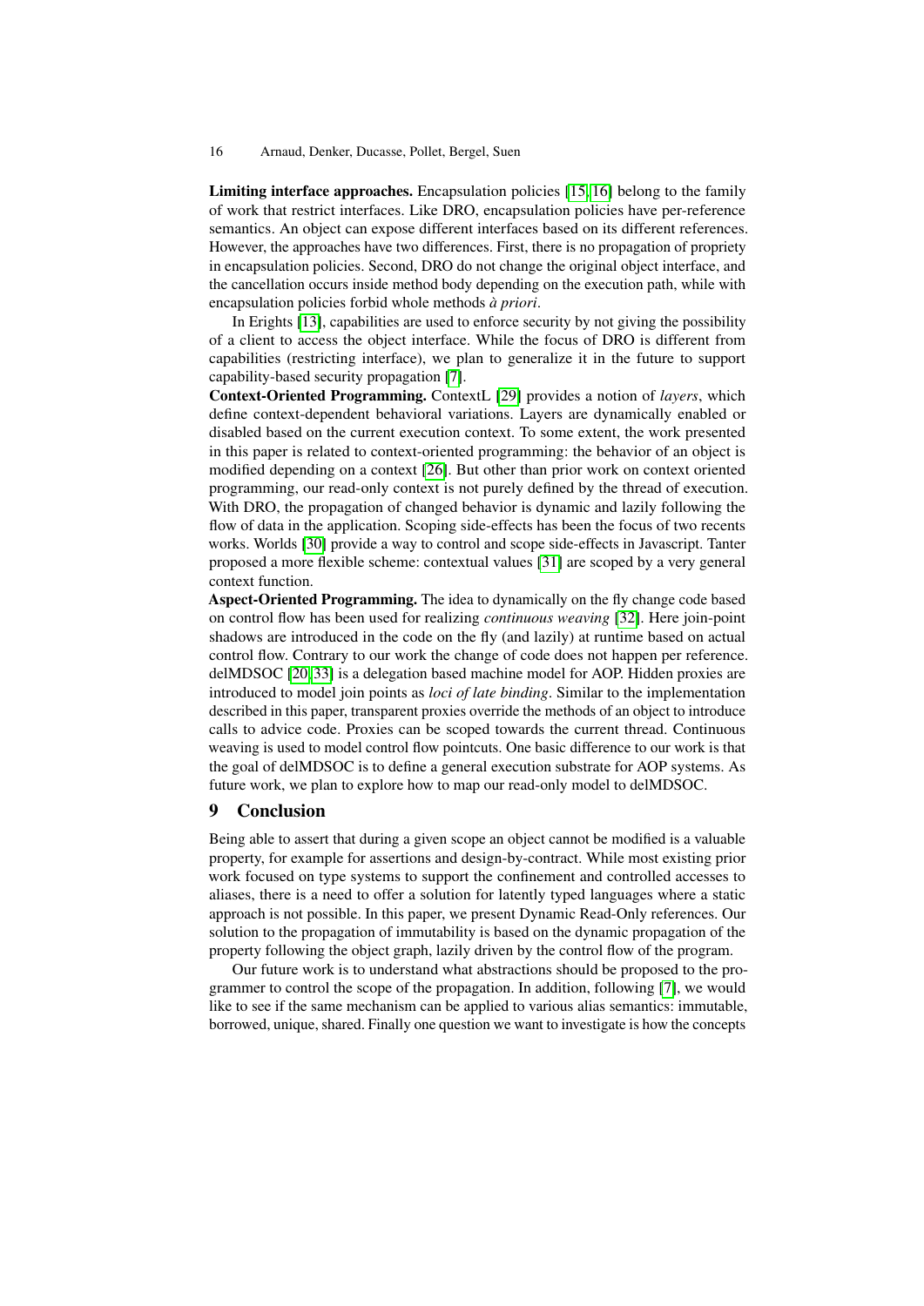**Limiting interface approaches.** Encapsulation policies [15,16] belong to the family of work that restrict interfaces. Like DRO, encapsulation policies have per-reference semantics. An object can expose different interfaces based on its different references. However, the approaches have two differences. First, there is no propagation of propriety in encapsulation policies. Second, DRO do not change the original object interface, and the cancellation occurs inside method body depending on the execution path, while with encapsulation policies forbid whole methods *à priori*.

In Erights [13], capabilities are used to enforce security by not giving the possibility of a client to access the object interface. While the focus of DRO is different from capabilities (restricting interface), we plan to generalize it in the future to support capability-based security propagation [7].

**Context-Oriented Programming.** ContextL [29] provides a notion of *layers*, which define context-dependent behavioral variations. Layers are dynamically enabled or disabled based on the current execution context. To some extent, the work presented in this paper is related to context-oriented programming: the behavior of an object is modified depending on a context [26]. But other than prior work on context oriented programming, our read-only context is not purely defined by the thread of execution. With DRO, the propagation of changed behavior is dynamic and lazily following the flow of data in the application. Scoping side-effects has been the focus of two recents works. Worlds [30] provide a way to control and scope side-effects in Javascript. Tanter proposed a more flexible scheme: contextual values [31] are scoped by a very general context function.

**Aspect-Oriented Programming.** The idea to dynamically on the fly change code based on control flow has been used for realizing *continuous weaving* [32]. Here join-point shadows are introduced in the code on the fly (and lazily) at runtime based on actual control flow. Contrary to our work the change of code does not happen per reference. delMDSOC [20,33] is a delegation based machine model for AOP. Hidden proxies are introduced to model join points as *loci of late binding*. Similar to the implementation described in this paper, transparent proxies override the methods of an object to introduce calls to advice code. Proxies can be scoped towards the current thread. Continuous weaving is used to model control flow pointcuts. One basic difference to our work is that the goal of delMDSOC is to define a general execution substrate for AOP systems. As future work, we plan to explore how to map our read-only model to delMDSOC.

## 9 Conclusion

Being able to assert that during a given scope an object cannot be modified is a valuable property, for example for assertions and design-by-contract. While most existing prior work focused on type systems to support the confinement and controlled accesses to aliases, there is a need to offer a solution for latently typed languages where a static approach is not possible. In this paper, we present Dynamic Read-Only references. Our solution to the propagation of immutability is based on the dynamic propagation of the property following the object graph, lazily driven by the control flow of the program.

Our future work is to understand what abstractions should be proposed to the programmer to control the scope of the propagation. In addition, following [7], we would like to see if the same mechanism can be applied to various alias semantics: immutable, borrowed, unique, shared. Finally one question we want to investigate is how the concepts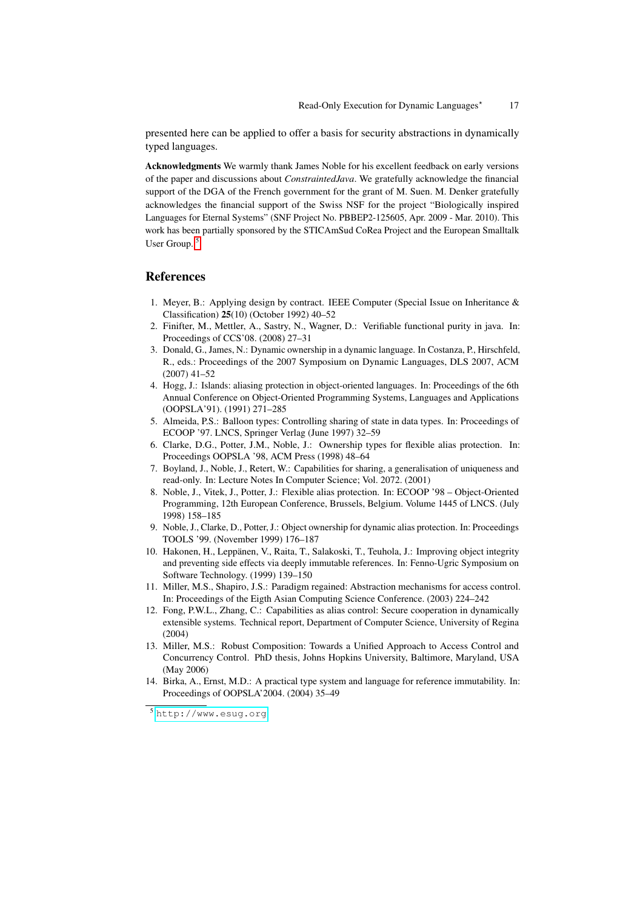presented here can be applied to offer a basis for security abstractions in dynamically typed languages.

**Acknowledgments** We warmly thank James Noble for his excellent feedback on early versions of the paper and discussions about *ConstraintedJava*. We gratefully acknowledge the financial support of the DGA of the French government for the grant of M. Suen. M. Denker gratefully acknowledges the financial support of the Swiss NSF for the project "Biologically inspired Languages for Eternal Systems" (SNF Project No. PBBEP2-125605, Apr. 2009 - Mar. 2010). This work has been partially sponsored by the STICAmSud CoRea Project and the European Smalltalk User Group.[5]

## References

1. Meyer, B.: Applying design by contract. IEEE Computer (Special Issue on Inheritance & Classification) **25**(10) (October 1992) 40–52
2. Finifter, M., Mettler, A., Sastry, N., Wagner, D.: Verifiable functional purity in java. In: Proceedings of CCS'08. (2008) 27–31
3. Donald, G., James, N.: Dynamic ownership in a dynamic language. In Costanza, P., Hirschfeld, R., eds.: Proceedings of the 2007 Symposium on Dynamic Languages, DLS 2007, ACM (2007) 41–52
4. Hogg, J.: Islands: aliasing protection in object-oriented languages. In: Proceedings of the 6th Annual Conference on Object-Oriented Programming Systems, Languages and Applications (OOPSLA'91). (1991) 271–285
5. Almeida, P.S.: Balloon types: Controlling sharing of state in data types. In: Proceedings of ECOOP '97. LNCS, Springer Verlag (June 1997) 32–59
6. Clarke, D.G., Potter, J.M., Noble, J.: Ownership types for flexible alias protection. In: Proceedings OOPSLA '98, ACM Press (1998) 48–64
7. Boyland, J., Noble, J., Retert, W.: Capabilities for sharing, a generalisation of uniqueness and read-only. In: Lecture Notes In Computer Science; Vol. 2072. (2001)
8. Noble, J., Vitek, J., Potter, J.: Flexible alias protection. In: ECOOP '98 – Object-Oriented Programming, 12th European Conference, Brussels, Belgium. Volume 1445 of LNCS. (July 1998) 158–185
9. Noble, J., Clarke, D., Potter, J.: Object ownership for dynamic alias protection. In: Proceedings TOOLS '99. (November 1999) 176–187
10. Hakonen, H., Leppänen, V., Raita, T., Salakoski, T., Teuhola, J.: Improving object integrity and preventing side effects via deeply immutable references. In: Fenno-Ugric Symposium on Software Technology. (1999) 139–150
11. Miller, M.S., Shapiro, J.S.: Paradigm regained: Abstraction mechanisms for access control. In: Proceedings of the Eigth Asian Computing Science Conference. (2003) 224–242
12. Fong, P.W.L., Zhang, C.: Capabilities as alias control: Secure cooperation in dynamically extensible systems. Technical report, Department of Computer Science, University of Regina (2004)
13. Miller, M.S.: Robust Composition: Towards a Unified Approach to Access Control and Concurrency Control. PhD thesis, Johns Hopkins University, Baltimore, Maryland, USA (May 2006)
14. Birka, A., Ernst, M.D.: A practical type system and language for reference immutability. In: Proceedings of OOPSLA'2004. (2004) 35–49

[5] http://www.esug.org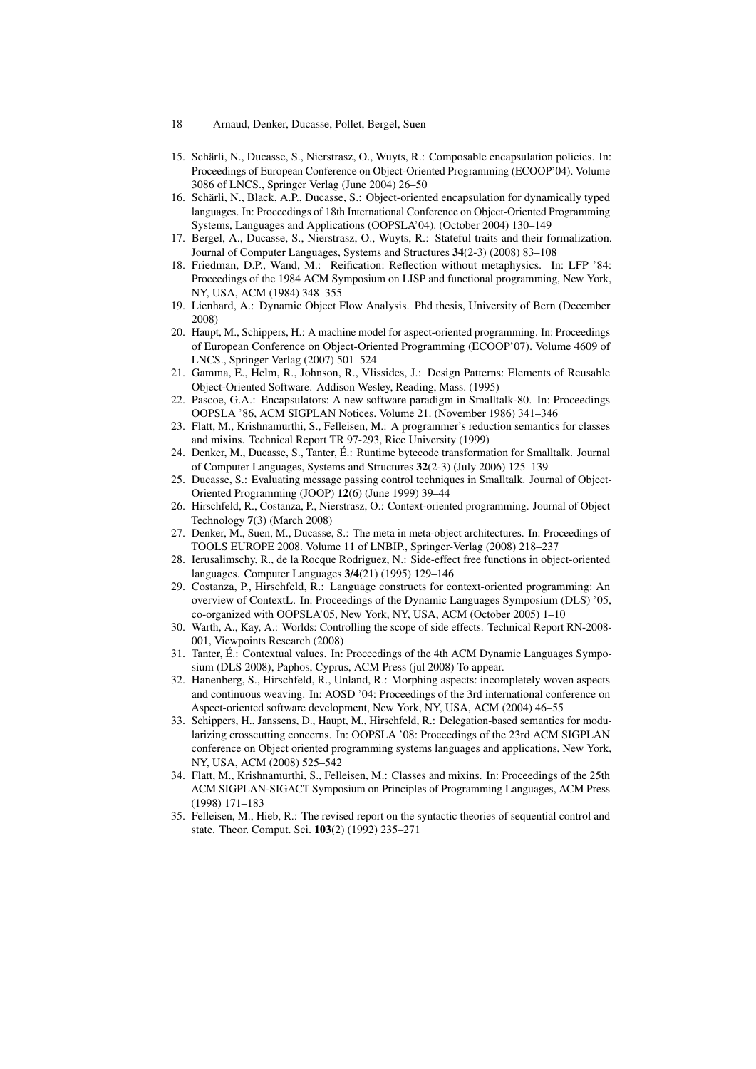15. Schärli, N., Ducasse, S., Nierstrasz, O., Wuyts, R.: Composable encapsulation policies. In: Proceedings of European Conference on Object-Oriented Programming (ECOOP'04). Volume 3086 of LNCS., Springer Verlag (June 2004) 26–50
16. Schärli, N., Black, A.P., Ducasse, S.: Object-oriented encapsulation for dynamically typed languages. In: Proceedings of 18th International Conference on Object-Oriented Programming Systems, Languages and Applications (OOPSLA'04). (October 2004) 130–149
17. Bergel, A., Ducasse, S., Nierstrasz, O., Wuyts, R.: Stateful traits and their formalization. Journal of Computer Languages, Systems and Structures **34**(2-3) (2008) 83–108
18. Friedman, D.P., Wand, M.: Reification: Reflection without metaphysics. In: LFP '84: Proceedings of the 1984 ACM Symposium on LISP and functional programming, New York, NY, USA, ACM (1984) 348–355
19. Lienhard, A.: Dynamic Object Flow Analysis. Phd thesis, University of Bern (December 2008)
20. Haupt, M., Schippers, H.: A machine model for aspect-oriented programming. In: Proceedings of European Conference on Object-Oriented Programming (ECOOP'07). Volume 4609 of LNCS., Springer Verlag (2007) 501–524
21. Gamma, E., Helm, R., Johnson, R., Vlissides, J.: Design Patterns: Elements of Reusable Object-Oriented Software. Addison Wesley, Reading, Mass. (1995)
22. Pascoe, G.A.: Encapsulators: A new software paradigm in Smalltalk-80. In: Proceedings OOPSLA '86, ACM SIGPLAN Notices. Volume 21. (November 1986) 341–346
23. Flatt, M., Krishnamurthi, S., Felleisen, M.: A programmer's reduction semantics for classes and mixins. Technical Report TR 97-293, Rice University (1999)
24. Denker, M., Ducasse, S., Tanter, É.: Runtime bytecode transformation for Smalltalk. Journal of Computer Languages, Systems and Structures **32**(2-3) (July 2006) 125–139
25. Ducasse, S.: Evaluating message passing control techniques in Smalltalk. Journal of Object-Oriented Programming (JOOP) **12**(6) (June 1999) 39–44
26. Hirschfeld, R., Costanza, P., Nierstrasz, O.: Context-oriented programming. Journal of Object Technology **7**(3) (March 2008)
27. Denker, M., Suen, M., Ducasse, S.: The meta in meta-object architectures. In: Proceedings of TOOLS EUROPE 2008. Volume 11 of LNBIP., Springer-Verlag (2008) 218–237
28. Ierusalimschy, R., de la Rocque Rodriguez, N.: Side-effect free functions in object-oriented languages. Computer Languages **3/4**(21) (1995) 129–146
29. Costanza, P., Hirschfeld, R.: Language constructs for context-oriented programming: An overview of ContextL. In: Proceedings of the Dynamic Languages Symposium (DLS) '05, co-organized with OOPSLA'05, New York, NY, USA, ACM (October 2005) 1–10
30. Warth, A., Kay, A.: Worlds: Controlling the scope of side effects. Technical Report RN-2008-001, Viewpoints Research (2008)
31. Tanter, É.: Contextual values. In: Proceedings of the 4th ACM Dynamic Languages Symposium (DLS 2008), Paphos, Cyprus, ACM Press (jul 2008) To appear.
32. Hanenberg, S., Hirschfeld, R., Unland, R.: Morphing aspects: incompletely woven aspects and continuous weaving. In: AOSD '04: Proceedings of the 3rd international conference on Aspect-oriented software development, New York, NY, USA, ACM (2004) 46–55
33. Schippers, H., Janssens, D., Haupt, M., Hirschfeld, R.: Delegation-based semantics for modularizing crosscutting concerns. In: OOPSLA '08: Proceedings of the 23rd ACM SIGPLAN conference on Object oriented programming systems languages and applications, New York, NY, USA, ACM (2008) 525–542
34. Flatt, M., Krishnamurthi, S., Felleisen, M.: Classes and mixins. In: Proceedings of the 25th ACM SIGPLAN-SIGACT Symposium on Principles of Programming Languages, ACM Press (1998) 171–183
35. Felleisen, M., Hieb, R.: The revised report on the syntactic theories of sequential control and state. Theor. Comput. Sci. **103**(2) (1992) 235–271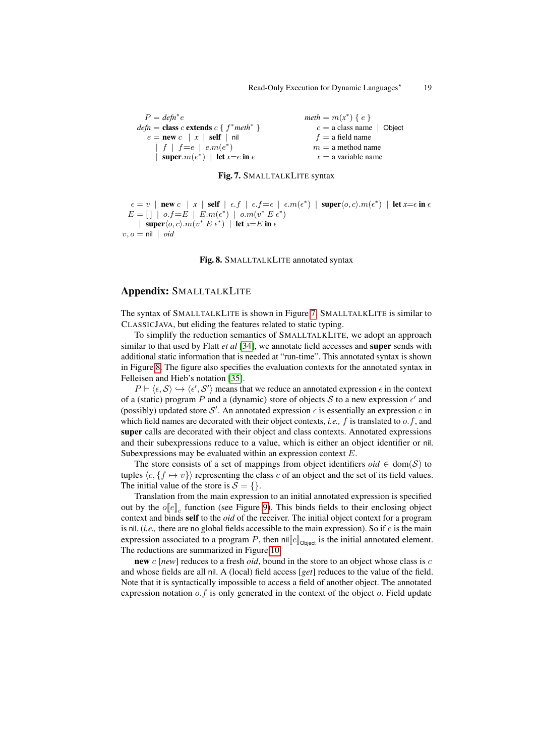$$
\begin{aligned}
P &= \mathit{defn}^* e \\
\mathit{defn} &= \textbf{class}\ c\ \textbf{extends}\ c\ \{\ f^* \mathit{meth}^*\ \} \\
e &= \textbf{new}\ c\ \mid x \mid \textbf{self} \mid \mathsf{nil} \\
&\mid f \mid f{=}e \mid e.m(e^*) \\
&\mid \textbf{super}.m(e^*) \mid \textbf{let}\ x{=}e\ \textbf{in}\ e
\end{aligned}
\qquad
\begin{aligned}
\mathit{meth} &= m(x^*)\ \{\ e\ \} \\
c &= \text{a class name} \mid \mathsf{Object} \\
f &= \text{a field name} \\
m &= \text{a method name} \\
x &= \text{a variable name}
\end{aligned}
$$

**Fig. 7.** SMALLTALKLITE syntax

$$
\begin{aligned}
\epsilon &= v \mid \textbf{new}\ c\ \mid x \mid \textbf{self} \mid \epsilon.f \mid \epsilon.f{=}\epsilon \mid \epsilon.m(\epsilon^*) \mid \textbf{super}\langle o, c\rangle.m(\epsilon^*) \mid \textbf{let}\ x{=}\epsilon\ \textbf{in}\ \epsilon \\
E &= [\,] \mid o.f{=}E \mid E.m(\epsilon^*) \mid o.m(v^*\ E\ \epsilon^*) \\
&\mid \textbf{super}\langle o, c\rangle.m(v^*\ E\ \epsilon^*) \mid \textbf{let}\ x{=}E\ \textbf{in}\ \epsilon \\
v, o &= \mathsf{nil} \mid \mathit{oid}
\end{aligned}
$$

**Fig. 8.** SMALLTALKLITE annotated syntax

## Appendix: SMALLTALKLITE

The syntax of SMALLTALKLITE is shown in Figure 7. SMALLTALKLITE is similar to CLASSICJAVA, but eliding the features related to static typing.

To simplify the reduction semantics of SMALLTALKLITE, we adopt an approach similar to that used by Flatt *et al* [34], we annotate field accesses and **super** sends with additional static information that is needed at "run-time". This annotated syntax is shown in Figure 8. The figure also specifies the evaluation contexts for the annotated syntax in Felleisen and Hieb's notation [35].

$P \vdash \langle \epsilon, \mathcal{S} \rangle \hookrightarrow \langle \epsilon', \mathcal{S}' \rangle$ means that we reduce an annotated expression $\epsilon$ in the context of a (static) program $P$ and a (dynamic) store of objects $\mathcal{S}$ to a new expression $\epsilon'$ and (possibly) updated store $\mathcal{S}'$. An annotated expression $\epsilon$ is essentially an expression $e$ in which field names are decorated with their object contexts, *i.e.,* $f$ is translated to $o.f$, and **super** calls are decorated with their object and class contexts. Annotated expressions and their subexpressions reduce to a value, which is either an object identifier or $\mathsf{nil}$. Subexpressions may be evaluated within an expression context $E$.

The store consists of a set of mappings from object identifiers $\mathit{oid} \in \mathrm{dom}(\mathcal{S})$ to tuples $\langle c, \{f \mapsto v\}\rangle$ representing the class $c$ of an object and the set of its field values. The initial value of the store is $\mathcal{S} = \{\}$.

Translation from the main expression to an initial annotated expression is specified out by the $o[\![e]\!]_c$ function (see Figure 9). This binds fields to their enclosing object context and binds **self** to the *oid* of the receiver. The initial object context for a program is $\mathsf{nil}$. (*i.e.,* there are no global fields accessible to the main expression). So if $e$ is the main expression associated to a program $P$, then $\mathsf{nil}[\![e]\!]_{\mathsf{Object}}$ is the initial annotated element. The reductions are summarized in Figure 10.

**new** $c$ [*new*] reduces to a fresh *oid*, bound in the store to an object whose class is $c$ and whose fields are all $\mathsf{nil}$. A (local) field access [*get*] reduces to the value of the field. Note that it is syntactically impossible to access a field of another object. The annotated expression notation $o.f$ is only generated in the context of the object $o$. Field update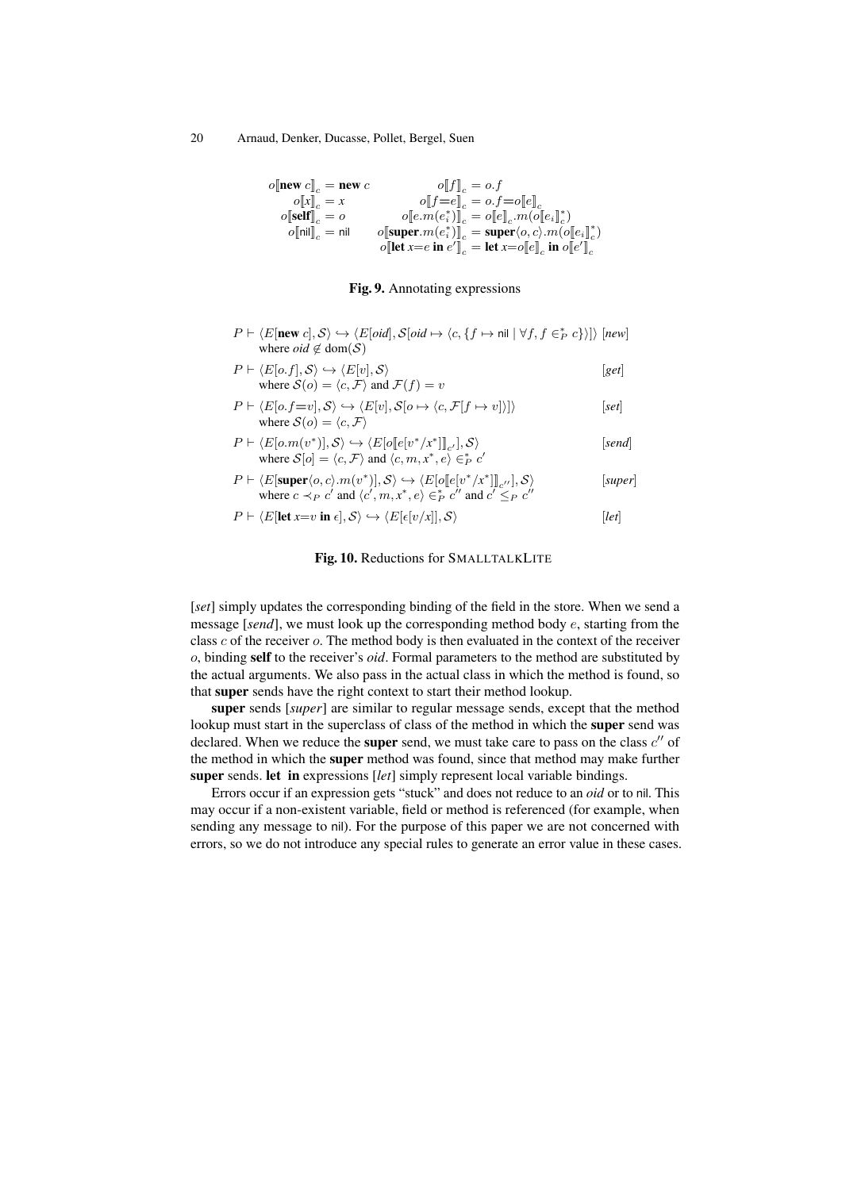$$
\begin{array}{ll}
o[\![\textbf{new}\ c]\!]_c = \textbf{new}\ c & o[\![f]\!]_c = o.f \\
o[\![x]\!]_c = x & o[\![f{=}e]\!]_c = o.f{=}o[\![e]\!]_c \\
o[\![\textbf{self}]\!]_c = o & o[\![e.m(e_i^*)]\!]_c = o[\![e]\!]_c.m(o[\![e_i]\!]_c^*) \\
o[\![\mathsf{nil}]\!]_c = \mathsf{nil} & o[\![\textbf{super}.m(e_i^*)]\!]_c = \textbf{super}\langle o,c\rangle.m(o[\![e_i]\!]_c^*) \\
 & o[\![\textbf{let}\ x{=}e\ \textbf{in}\ e']\!]_c = \textbf{let}\ x{=}o[\![e]\!]_c\ \textbf{in}\ o[\![e']\!]_c
\end{array}
$$

**Fig. 9.** Annotating expressions

$$
\begin{array}{ll}
P \vdash \langle E[\textbf{new}\ c], \mathcal{S}\rangle \hookrightarrow \langle E[oid], \mathcal{S}[oid \mapsto \langle c, \{f \mapsto \mathsf{nil} \mid \forall f, f \in_P^* c\}\rangle]\rangle & [\textit{new}] \\
\quad \text{where } oid \notin \text{dom}(\mathcal{S}) & \\
P \vdash \langle E[o.f], \mathcal{S}\rangle \hookrightarrow \langle E[v], \mathcal{S}\rangle & [\textit{get}] \\
\quad \text{where } \mathcal{S}(o) = \langle c, \mathcal{F}\rangle \text{ and } \mathcal{F}(f) = v & \\
P \vdash \langle E[o.f{=}v], \mathcal{S}\rangle \hookrightarrow \langle E[v], \mathcal{S}[o \mapsto \langle c, \mathcal{F}[f \mapsto v]\rangle]\rangle & [\textit{set}] \\
\quad \text{where } \mathcal{S}(o) = \langle c, \mathcal{F}\rangle & \\
P \vdash \langle E[o.m(v^*)], \mathcal{S}\rangle \hookrightarrow \langle E[o[\![e[v^*/x^*]]\!]_{c'}], \mathcal{S}\rangle & [\textit{send}] \\
\quad \text{where } \mathcal{S}[o] = \langle c, \mathcal{F}\rangle \text{ and } \langle c, m, x^*, e\rangle \in_P^* c' & \\
P \vdash \langle E[\textbf{super}\langle o,c\rangle.m(v^*)], \mathcal{S}\rangle \hookrightarrow \langle E[o[\![e[v^*/x^*]]\!]_{c''}], \mathcal{S}\rangle & [\textit{super}] \\
\quad \text{where } c \prec_P c' \text{ and } \langle c', m, x^*, e\rangle \in_P^* c'' \text{ and } c' \leq_P c'' & \\
P \vdash \langle E[\textbf{let}\ x{=}v\ \textbf{in}\ \epsilon], \mathcal{S}\rangle \hookrightarrow \langle E[\epsilon[v/x]], \mathcal{S}\rangle & [\textit{let}]
\end{array}
$$

**Fig. 10.** Reductions for SMALLTALKLITE

[*set*] simply updates the corresponding binding of the field in the store. When we send a message [*send*], we must look up the corresponding method body $e$, starting from the class $c$ of the receiver $o$. The method body is then evaluated in the context of the receiver $o$, binding **self** to the receiver's *oid*. Formal parameters to the method are substituted by the actual arguments. We also pass in the actual class in which the method is found, so that **super** sends have the right context to start their method lookup.

**super** sends [*super*] are similar to regular message sends, except that the method lookup must start in the superclass of class of the method in which the **super** send was declared. When we reduce the **super** send, we must take care to pass on the class $c''$ of the method in which the **super** method was found, since that method may make further **super** sends. **let in** expressions [*let*] simply represent local variable bindings.

Errors occur if an expression gets "stuck" and does not reduce to an *oid* or to nil. This may occur if a non-existent variable, field or method is referenced (for example, when sending any message to nil). For the purpose of this paper we are not concerned with errors, so we do not introduce any special rules to generate an error value in these cases.